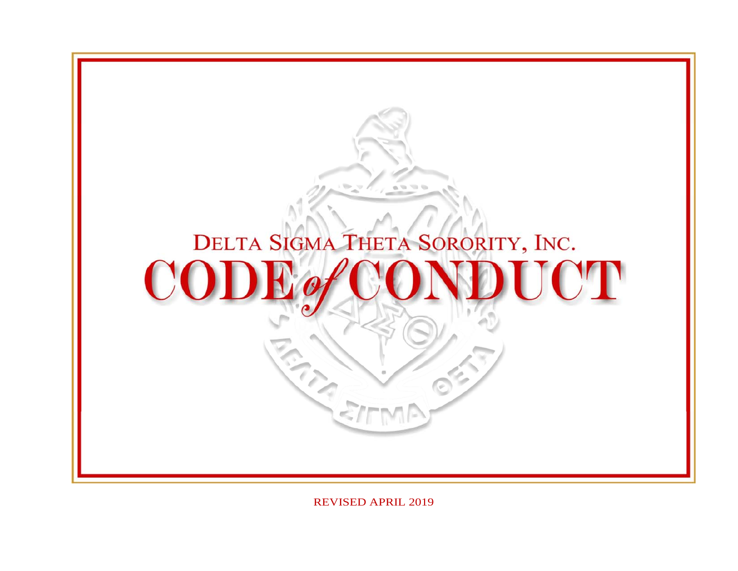# DELTA SIGMA THETA SORORITY, INC.

# CODE *of* CONDUCT

REVISED APRIL 2019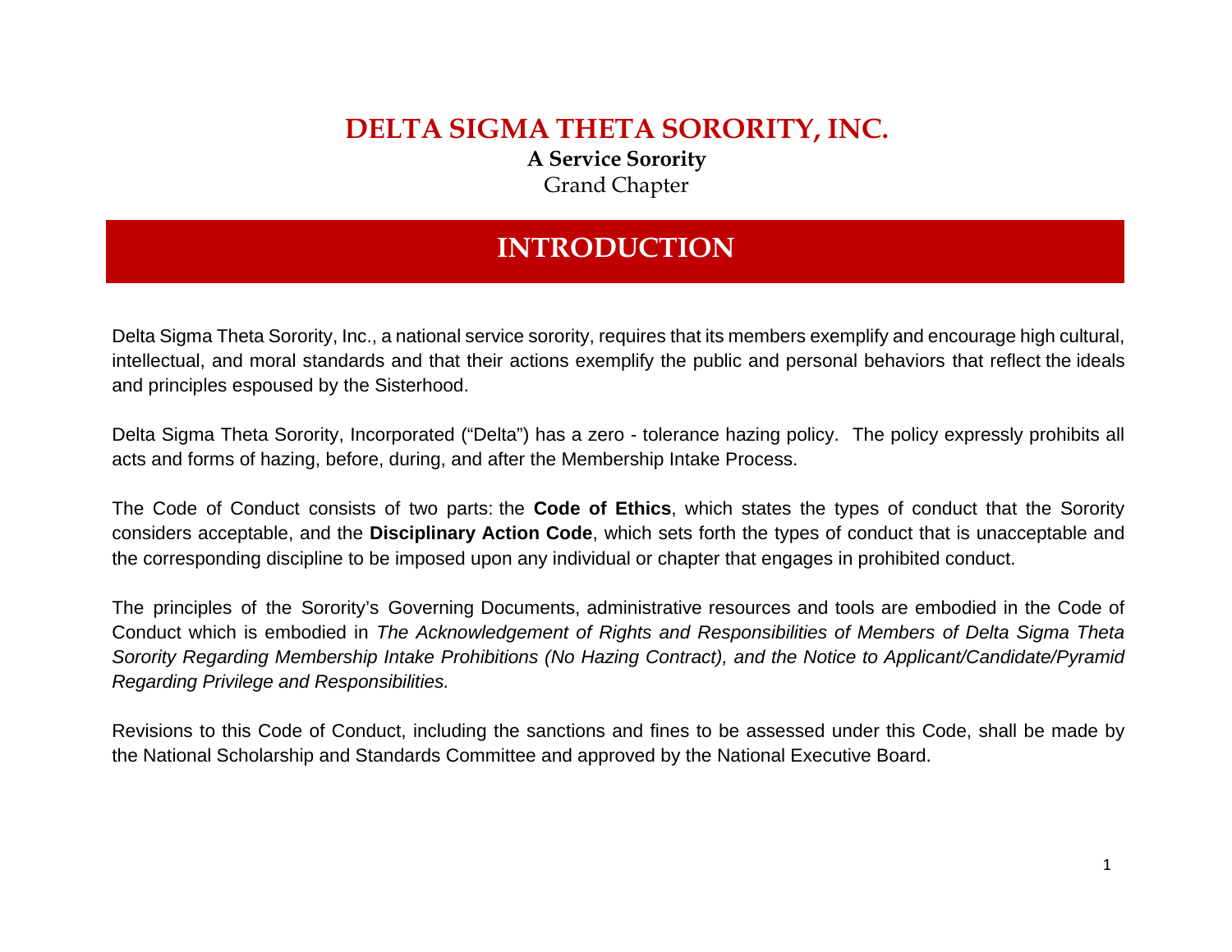# DELTA SIGMA THETA SORORITY, INC.

**A Service Sorority**

Grand Chapter

## INTRODUCTION

Delta Sigma Theta Sorority, Inc., a national service sorority, requires that its members exemplify and encourage high cultural, intellectual, and moral standards and that their actions exemplify the public and personal behaviors that reflect the ideals and principles espoused by the Sisterhood.

Delta Sigma Theta Sorority, Incorporated ("Delta") has a zero - tolerance hazing policy. The policy expressly prohibits all acts and forms of hazing, before, during, and after the Membership Intake Process.

The Code of Conduct consists of two parts: the **Code of Ethics**, which states the types of conduct that the Sorority considers acceptable, and the **Disciplinary Action Code**, which sets forth the types of conduct that is unacceptable and the corresponding discipline to be imposed upon any individual or chapter that engages in prohibited conduct.

The principles of the Sorority's Governing Documents, administrative resources and tools are embodied in the Code of Conduct which is embodied in *The Acknowledgement of Rights and Responsibilities of Members of Delta Sigma Theta Sorority Regarding Membership Intake Prohibitions (No Hazing Contract), and the Notice to Applicant/Candidate/Pyramid Regarding Privilege and Responsibilities.*

Revisions to this Code of Conduct, including the sanctions and fines to be assessed under this Code, shall be made by the National Scholarship and Standards Committee and approved by the National Executive Board.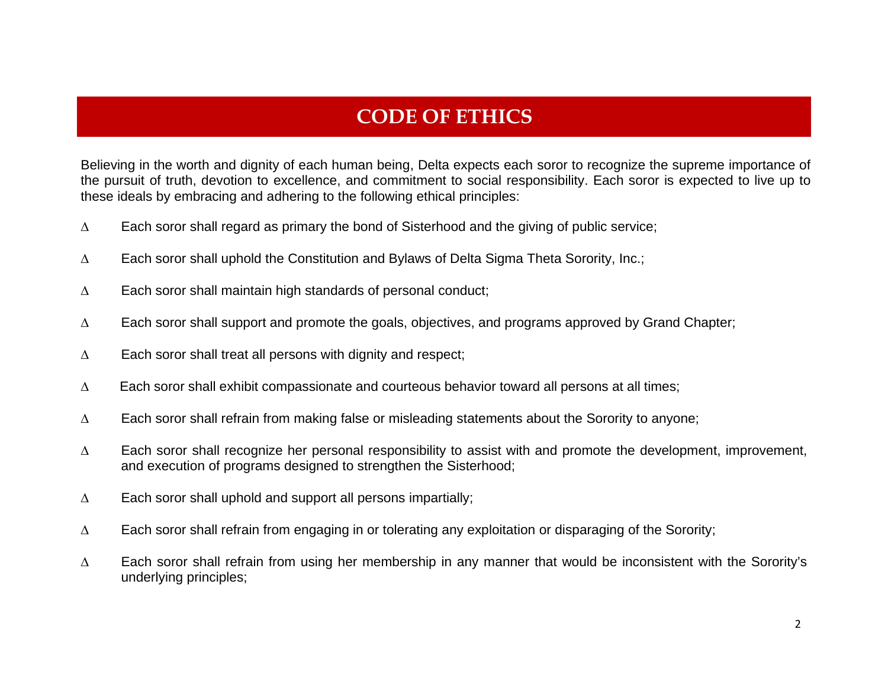# CODE OF ETHICS

Believing in the worth and dignity of each human being, Delta expects each soror to recognize the supreme importance of the pursuit of truth, devotion to excellence, and commitment to social responsibility. Each soror is expected to live up to these ideals by embracing and adhering to the following ethical principles:

- Δ Each soror shall regard as primary the bond of Sisterhood and the giving of public service;
- Δ Each soror shall uphold the Constitution and Bylaws of Delta Sigma Theta Sorority, Inc.;
- Δ Each soror shall maintain high standards of personal conduct;
- Δ Each soror shall support and promote the goals, objectives, and programs approved by Grand Chapter;
- Δ Each soror shall treat all persons with dignity and respect;
- Δ Each soror shall exhibit compassionate and courteous behavior toward all persons at all times;
- Δ Each soror shall refrain from making false or misleading statements about the Sorority to anyone;
- Δ Each soror shall recognize her personal responsibility to assist with and promote the development, improvement, and execution of programs designed to strengthen the Sisterhood;
- Δ Each soror shall uphold and support all persons impartially;
- Δ Each soror shall refrain from engaging in or tolerating any exploitation or disparaging of the Sorority;
- Δ Each soror shall refrain from using her membership in any manner that would be inconsistent with the Sorority's underlying principles;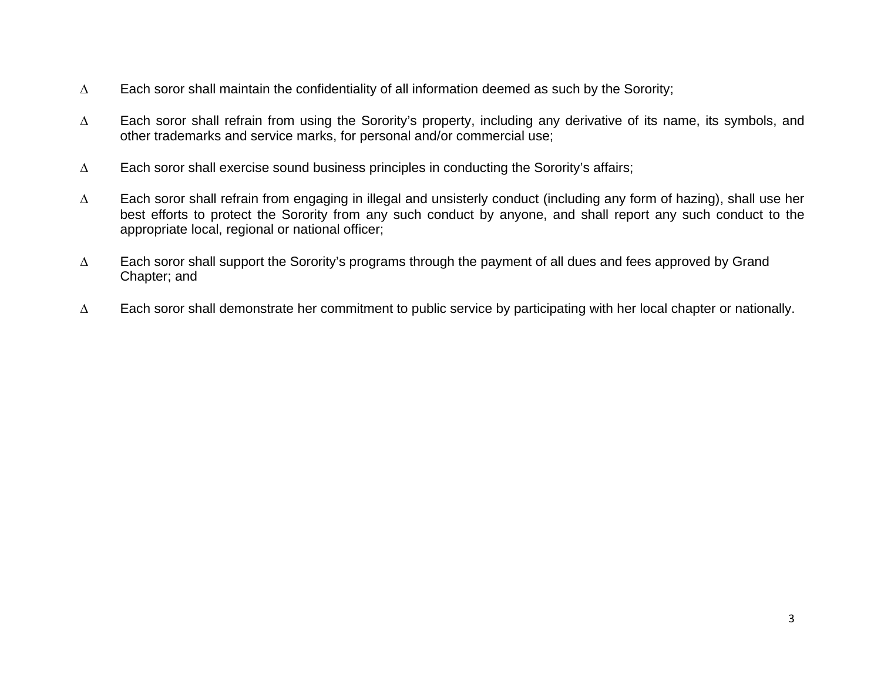- Each soror shall maintain the confidentiality of all information deemed as such by the Sorority;

- Each soror shall refrain from using the Sorority's property, including any derivative of its name, its symbols, and other trademarks and service marks, for personal and/or commercial use;

- Each soror shall exercise sound business principles in conducting the Sorority's affairs;

- Each soror shall refrain from engaging in illegal and unsisterly conduct (including any form of hazing), shall use her best efforts to protect the Sorority from any such conduct by anyone, and shall report any such conduct to the appropriate local, regional or national officer;

- Each soror shall support the Sorority's programs through the payment of all dues and fees approved by Grand Chapter; and

- Each soror shall demonstrate her commitment to public service by participating with her local chapter or nationally.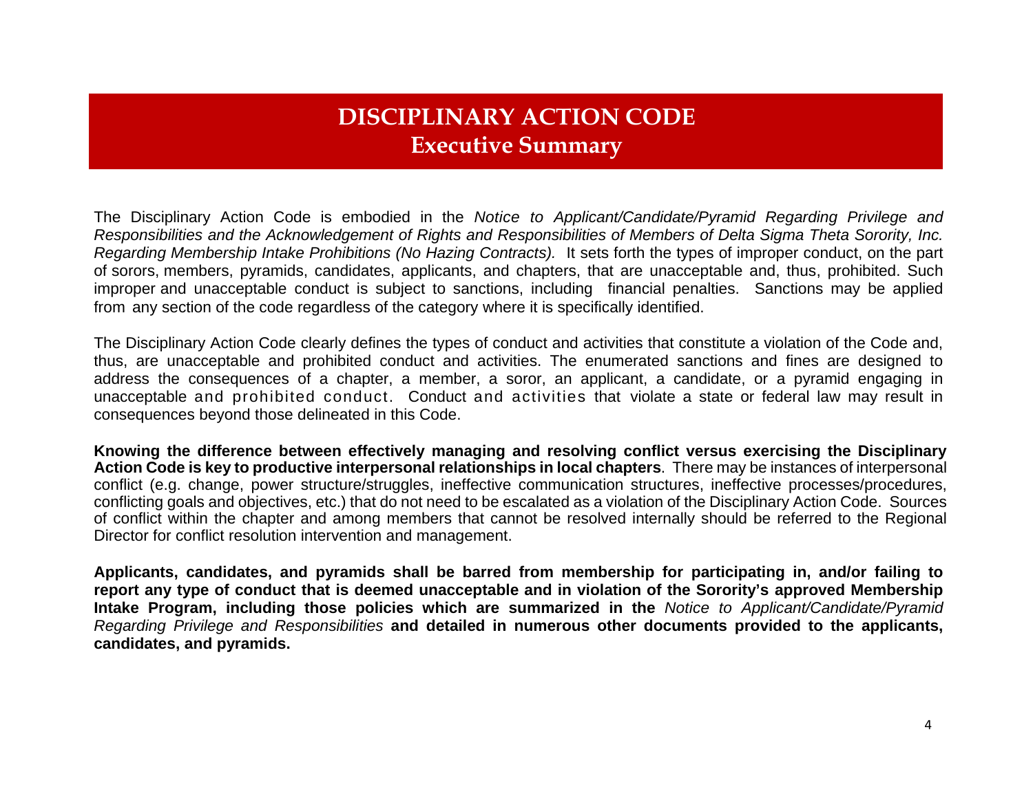# DISCIPLINARY ACTION CODE
## Executive Summary

The Disciplinary Action Code is embodied in the *Notice to Applicant/Candidate/Pyramid Regarding Privilege and Responsibilities and the Acknowledgement of Rights and Responsibilities of Members of Delta Sigma Theta Sorority, Inc. Regarding Membership Intake Prohibitions (No Hazing Contracts).* It sets forth the types of improper conduct, on the part of sorors, members, pyramids, candidates, applicants, and chapters, that are unacceptable and, thus, prohibited. Such improper and unacceptable conduct is subject to sanctions, including financial penalties. Sanctions may be applied from any section of the code regardless of the category where it is specifically identified.

The Disciplinary Action Code clearly defines the types of conduct and activities that constitute a violation of the Code and, thus, are unacceptable and prohibited conduct and activities. The enumerated sanctions and fines are designed to address the consequences of a chapter, a member, a soror, an applicant, a candidate, or a pyramid engaging in unacceptable and prohibited conduct. Conduct and activities that violate a state or federal law may result in consequences beyond those delineated in this Code.

**Knowing the difference between effectively managing and resolving conflict versus exercising the Disciplinary Action Code is key to productive interpersonal relationships in local chapters**. There may be instances of interpersonal conflict (e.g. change, power structure/struggles, ineffective communication structures, ineffective processes/procedures, conflicting goals and objectives, etc.) that do not need to be escalated as a violation of the Disciplinary Action Code. Sources of conflict within the chapter and among members that cannot be resolved internally should be referred to the Regional Director for conflict resolution intervention and management.

**Applicants, candidates, and pyramids shall be barred from membership for participating in, and/or failing to report any type of conduct that is deemed unacceptable and in violation of the Sorority's approved Membership Intake Program, including those policies which are summarized in the** *Notice to Applicant/Candidate/Pyramid Regarding Privilege and Responsibilities* **and detailed in numerous other documents provided to the applicants, candidates, and pyramids.**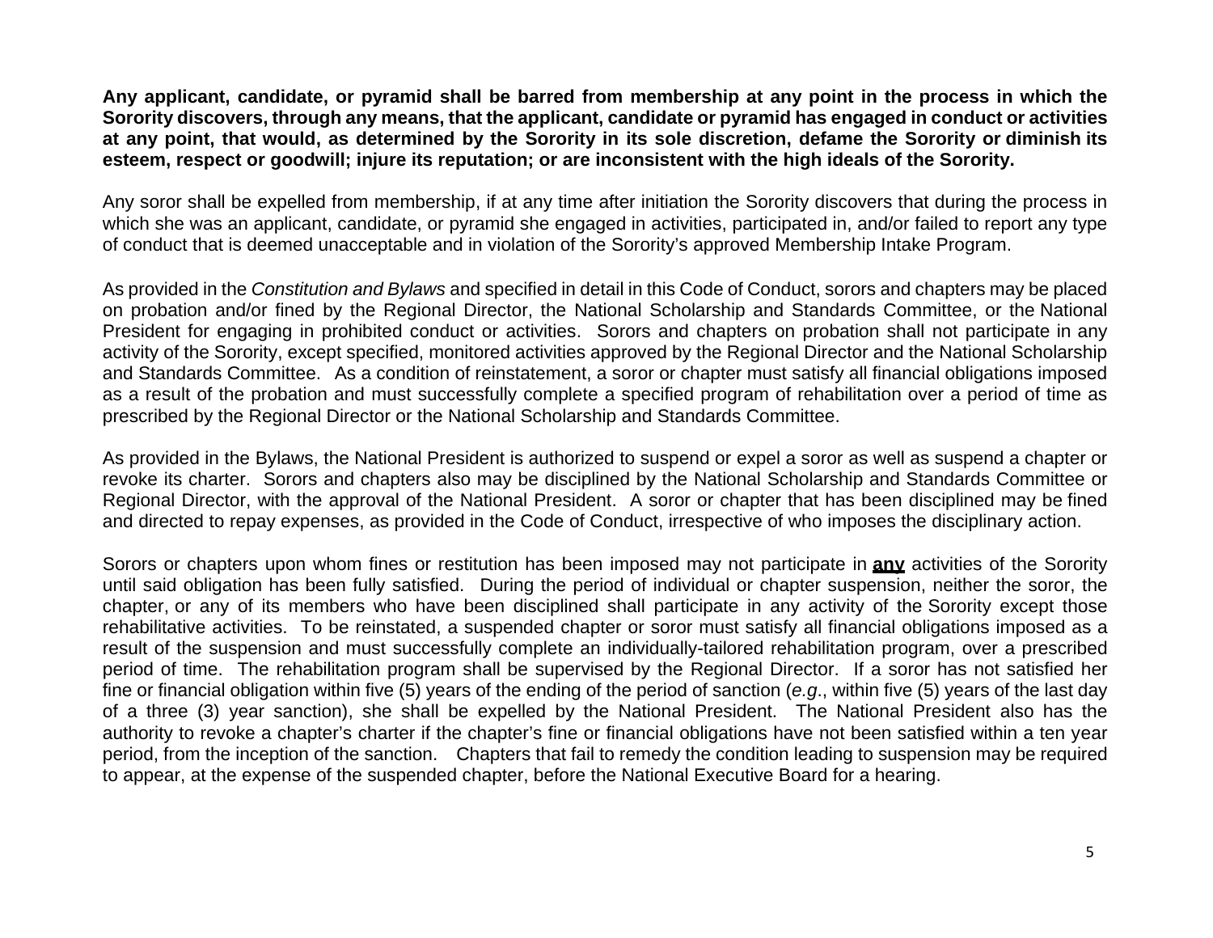**Any applicant, candidate, or pyramid shall be barred from membership at any point in the process in which the Sorority discovers, through any means, that the applicant, candidate or pyramid has engaged in conduct or activities at any point, that would, as determined by the Sorority in its sole discretion, defame the Sorority or diminish its esteem, respect or goodwill; injure its reputation; or are inconsistent with the high ideals of the Sorority.**

Any soror shall be expelled from membership, if at any time after initiation the Sorority discovers that during the process in which she was an applicant, candidate, or pyramid she engaged in activities, participated in, and/or failed to report any type of conduct that is deemed unacceptable and in violation of the Sorority's approved Membership Intake Program.

As provided in the *Constitution and Bylaws* and specified in detail in this Code of Conduct, sorors and chapters may be placed on probation and/or fined by the Regional Director, the National Scholarship and Standards Committee, or the National President for engaging in prohibited conduct or activities. Sorors and chapters on probation shall not participate in any activity of the Sorority, except specified, monitored activities approved by the Regional Director and the National Scholarship and Standards Committee. As a condition of reinstatement, a soror or chapter must satisfy all financial obligations imposed as a result of the probation and must successfully complete a specified program of rehabilitation over a period of time as prescribed by the Regional Director or the National Scholarship and Standards Committee.

As provided in the Bylaws, the National President is authorized to suspend or expel a soror as well as suspend a chapter or revoke its charter. Sorors and chapters also may be disciplined by the National Scholarship and Standards Committee or Regional Director, with the approval of the National President. A soror or chapter that has been disciplined may be fined and directed to repay expenses, as provided in the Code of Conduct, irrespective of who imposes the disciplinary action.

Sorors or chapters upon whom fines or restitution has been imposed may not participate in <u>**any**</u> activities of the Sorority until said obligation has been fully satisfied. During the period of individual or chapter suspension, neither the soror, the chapter, or any of its members who have been disciplined shall participate in any activity of the Sorority except those rehabilitative activities. To be reinstated, a suspended chapter or soror must satisfy all financial obligations imposed as a result of the suspension and must successfully complete an individually-tailored rehabilitation program, over a prescribed period of time. The rehabilitation program shall be supervised by the Regional Director. If a soror has not satisfied her fine or financial obligation within five (5) years of the ending of the period of sanction (*e.g.*, within five (5) years of the last day of a three (3) year sanction), she shall be expelled by the National President. The National President also has the authority to revoke a chapter's charter if the chapter's fine or financial obligations have not been satisfied within a ten year period, from the inception of the sanction. Chapters that fail to remedy the condition leading to suspension may be required to appear, at the expense of the suspended chapter, before the National Executive Board for a hearing.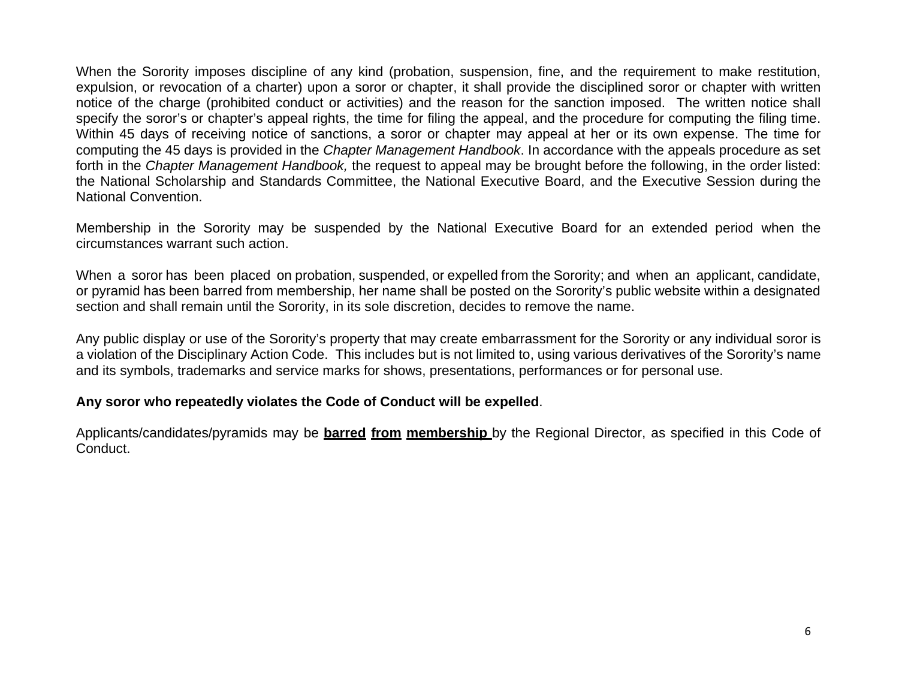When the Sorority imposes discipline of any kind (probation, suspension, fine, and the requirement to make restitution, expulsion, or revocation of a charter) upon a soror or chapter, it shall provide the disciplined soror or chapter with written notice of the charge (prohibited conduct or activities) and the reason for the sanction imposed. The written notice shall specify the soror's or chapter's appeal rights, the time for filing the appeal, and the procedure for computing the filing time. Within 45 days of receiving notice of sanctions, a soror or chapter may appeal at her or its own expense. The time for computing the 45 days is provided in the *Chapter Management Handbook*. In accordance with the appeals procedure as set forth in the *Chapter Management Handbook,* the request to appeal may be brought before the following, in the order listed: the National Scholarship and Standards Committee, the National Executive Board, and the Executive Session during the National Convention.

Membership in the Sorority may be suspended by the National Executive Board for an extended period when the circumstances warrant such action.

When a soror has been placed on probation, suspended, or expelled from the Sorority; and when an applicant, candidate, or pyramid has been barred from membership, her name shall be posted on the Sorority's public website within a designated section and shall remain until the Sorority, in its sole discretion, decides to remove the name.

Any public display or use of the Sorority's property that may create embarrassment for the Sorority or any individual soror is a violation of the Disciplinary Action Code. This includes but is not limited to, using various derivatives of the Sorority's name and its symbols, trademarks and service marks for shows, presentations, performances or for personal use.

**Any soror who repeatedly violates the Code of Conduct will be expelled**.

Applicants/candidates/pyramids may be <u>**barred from membership**</u> by the Regional Director, as specified in this Code of Conduct.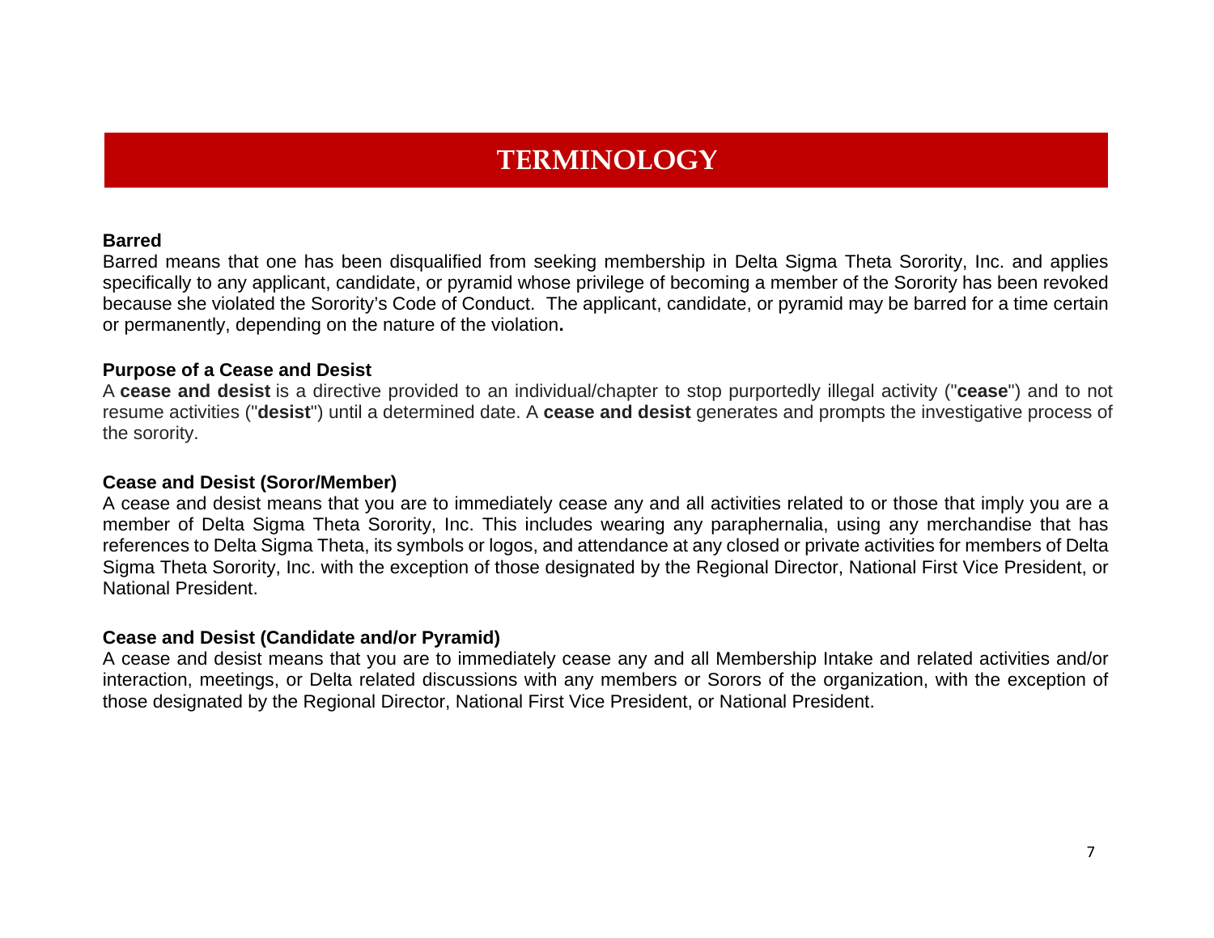# TERMINOLOGY

**Barred**

Barred means that one has been disqualified from seeking membership in Delta Sigma Theta Sorority, Inc. and applies specifically to any applicant, candidate, or pyramid whose privilege of becoming a member of the Sorority has been revoked because she violated the Sorority's Code of Conduct. The applicant, candidate, or pyramid may be barred for a time certain or permanently, depending on the nature of the violation**.**

**Purpose of a Cease and Desist**

A **cease and desist** is a directive provided to an individual/chapter to stop purportedly illegal activity ("**cease**") and to not resume activities ("**desist**") until a determined date. A **cease and desist** generates and prompts the investigative process of the sorority.

**Cease and Desist (Soror/Member)**

A cease and desist means that you are to immediately cease any and all activities related to or those that imply you are a member of Delta Sigma Theta Sorority, Inc. This includes wearing any paraphernalia, using any merchandise that has references to Delta Sigma Theta, its symbols or logos, and attendance at any closed or private activities for members of Delta Sigma Theta Sorority, Inc. with the exception of those designated by the Regional Director, National First Vice President, or National President.

**Cease and Desist (Candidate and/or Pyramid)**

A cease and desist means that you are to immediately cease any and all Membership Intake and related activities and/or interaction, meetings, or Delta related discussions with any members or Sorors of the organization, with the exception of those designated by the Regional Director, National First Vice President, or National President.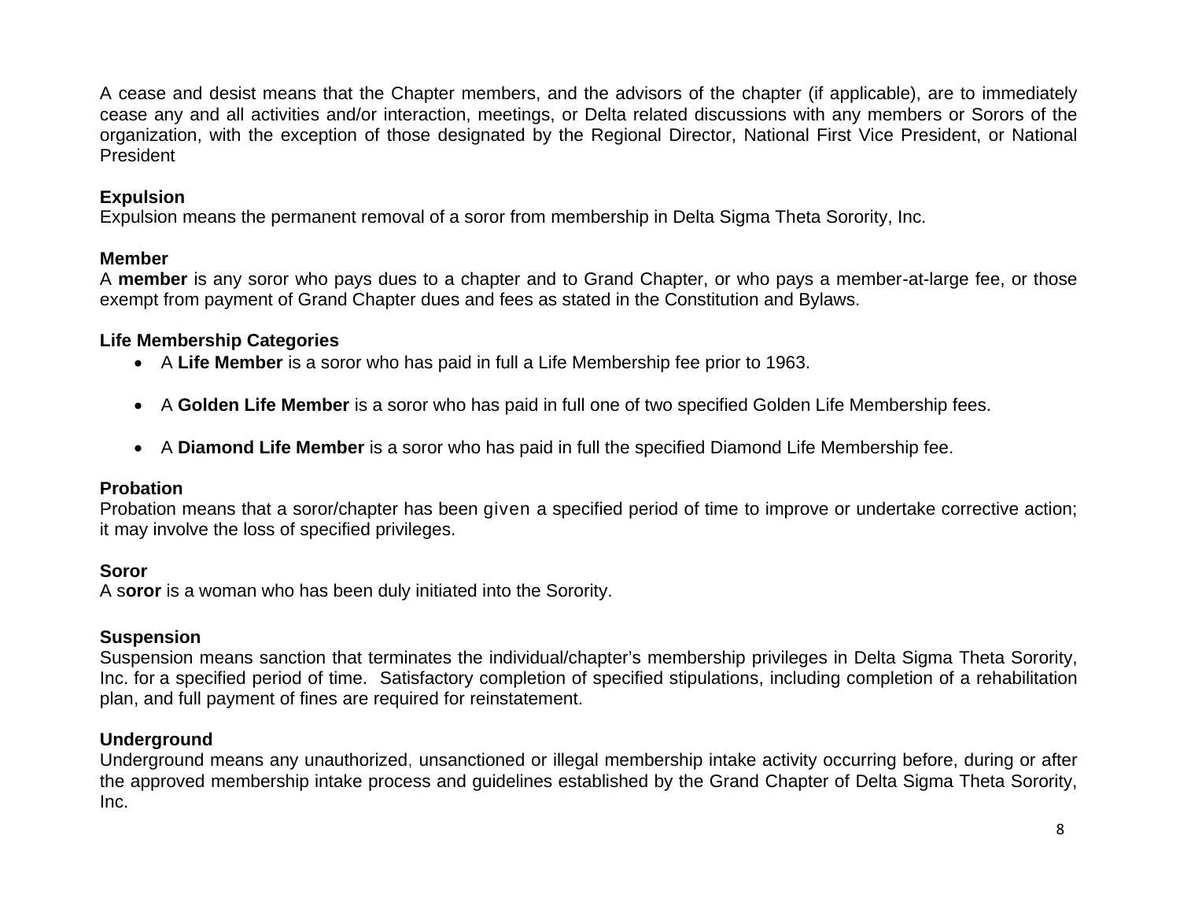A cease and desist means that the Chapter members, and the advisors of the chapter (if applicable), are to immediately cease any and all activities and/or interaction, meetings, or Delta related discussions with any members or Sorors of the organization, with the exception of those designated by the Regional Director, National First Vice President, or National President

**Expulsion**
Expulsion means the permanent removal of a soror from membership in Delta Sigma Theta Sorority, Inc.

**Member**
A **member** is any soror who pays dues to a chapter and to Grand Chapter, or who pays a member-at-large fee, or those exempt from payment of Grand Chapter dues and fees as stated in the Constitution and Bylaws.

**Life Membership Categories**

- A **Life Member** is a soror who has paid in full a Life Membership fee prior to 1963.
- A **Golden Life Member** is a soror who has paid in full one of two specified Golden Life Membership fees.
- A **Diamond Life Member** is a soror who has paid in full the specified Diamond Life Membership fee.

**Probation**
Probation means that a soror/chapter has been given a specified period of time to improve or undertake corrective action; it may involve the loss of specified privileges.

**Soror**
A s**oror** is a woman who has been duly initiated into the Sorority.

**Suspension**
Suspension means sanction that terminates the individual/chapter's membership privileges in Delta Sigma Theta Sorority, Inc. for a specified period of time. Satisfactory completion of specified stipulations, including completion of a rehabilitation plan, and full payment of fines are required for reinstatement.

**Underground**
Underground means any unauthorized, unsanctioned or illegal membership intake activity occurring before, during or after the approved membership intake process and guidelines established by the Grand Chapter of Delta Sigma Theta Sorority, Inc.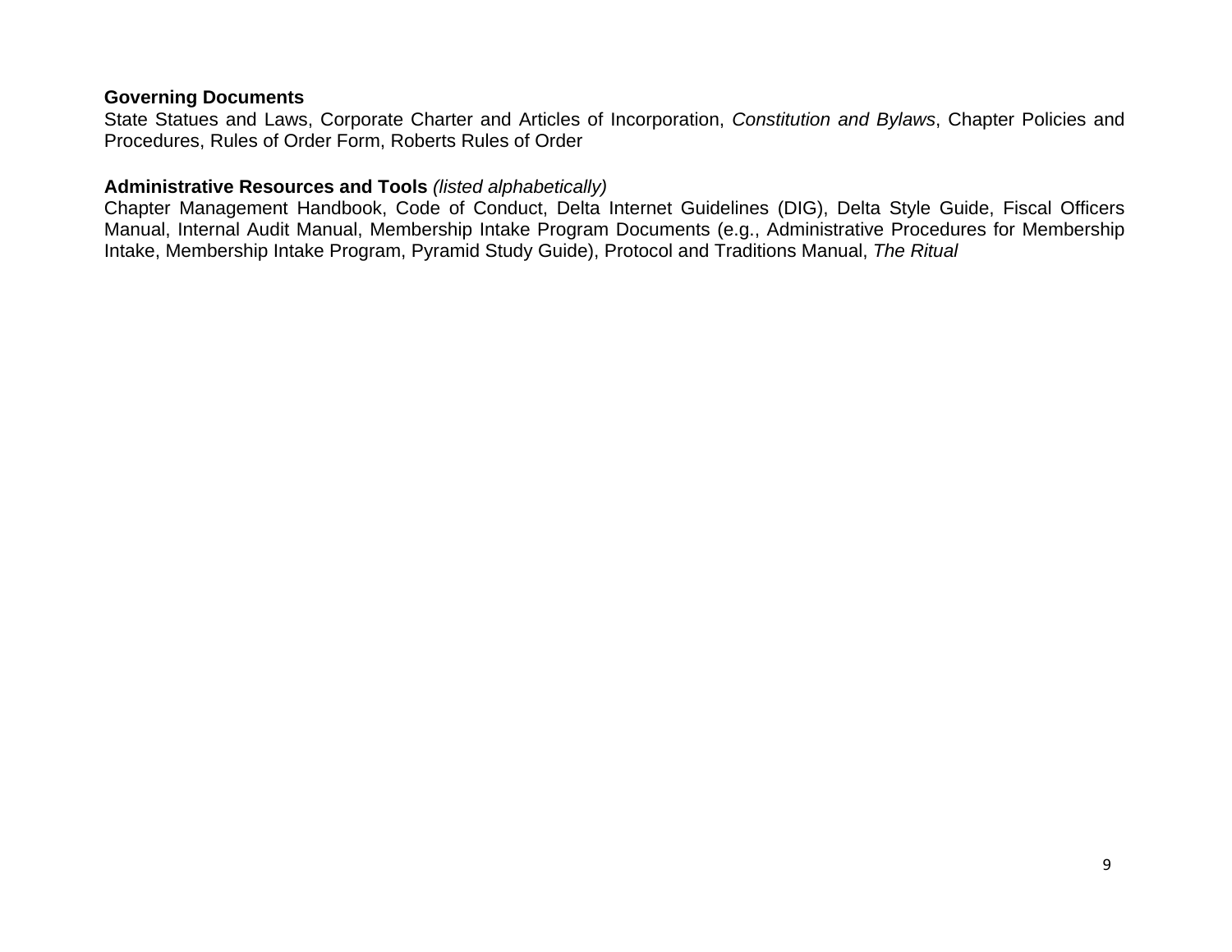**Governing Documents**

State Statues and Laws, Corporate Charter and Articles of Incorporation, *Constitution and Bylaws*, Chapter Policies and Procedures, Rules of Order Form, Roberts Rules of Order

**Administrative Resources and Tools** *(listed alphabetically)*

Chapter Management Handbook, Code of Conduct, Delta Internet Guidelines (DIG), Delta Style Guide, Fiscal Officers Manual, Internal Audit Manual, Membership Intake Program Documents (e.g., Administrative Procedures for Membership Intake, Membership Intake Program, Pyramid Study Guide), Protocol and Traditions Manual, *The Ritual*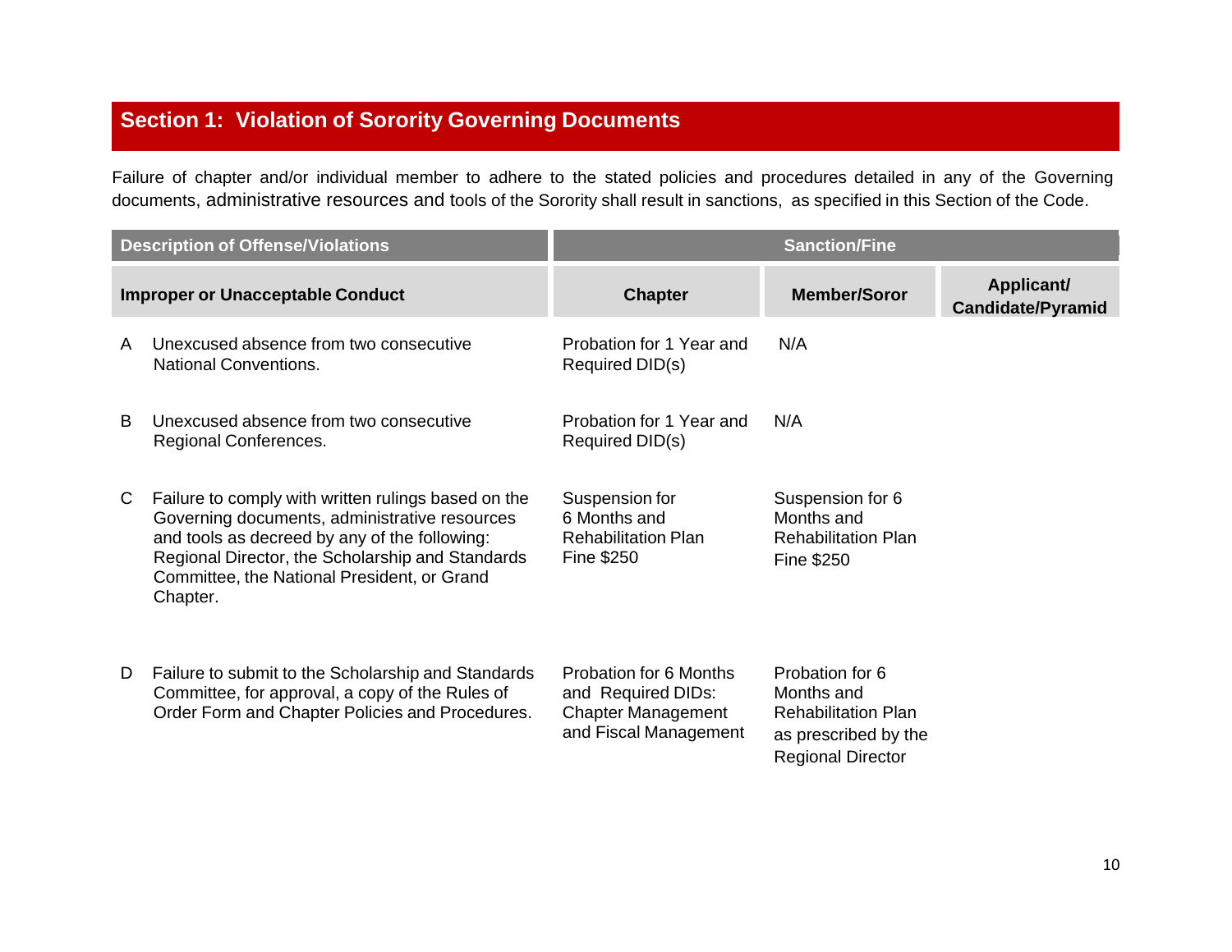## Section 1: Violation of Sorority Governing Documents

Failure of chapter and/or individual member to adhere to the stated policies and procedures detailed in any of the Governing documents, administrative resources and tools of the Sorority shall result in sanctions, as specified in this Section of the Code.

| Description of Offense/Violations | | Sanction/Fine | | |
|---|---|---|---|---|
| **Improper or Unacceptable Conduct** | | **Chapter** | **Member/Soror** | **Applicant/ Candidate/Pyramid** |
| A | Unexcused absence from two consecutive National Conventions. | Probation for 1 Year and Required DID(s) | N/A | |
| B | Unexcused absence from two consecutive Regional Conferences. | Probation for 1 Year and Required DID(s) | N/A | |
| C | Failure to comply with written rulings based on the Governing documents, administrative resources and tools as decreed by any of the following: Regional Director, the Scholarship and Standards Committee, the National President, or Grand Chapter. | Suspension for 6 Months and Rehabilitation Plan Fine $250 | Suspension for 6 Months and Rehabilitation Plan Fine $250 | |
| D | Failure to submit to the Scholarship and Standards Committee, for approval, a copy of the Rules of Order Form and Chapter Policies and Procedures. | Probation for 6 Months and Required DIDs: Chapter Management and Fiscal Management | Probation for 6 Months and Rehabilitation Plan as prescribed by the Regional Director | |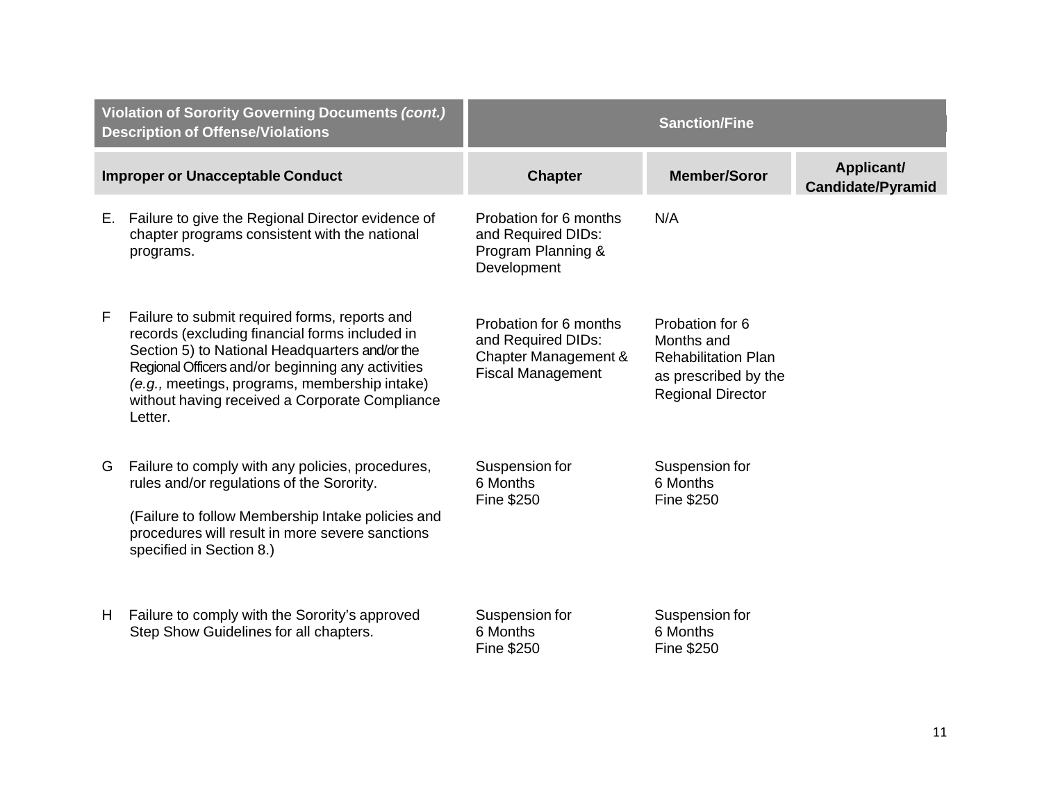| Violation of Sorority Governing Documents *(cont.)* Description of Offense/Violations | Sanction/Fine | | |
|---|---|---|---|
| **Improper or Unacceptable Conduct** | **Chapter** | **Member/Soror** | **Applicant/ Candidate/Pyramid** |
| E. Failure to give the Regional Director evidence of chapter programs consistent with the national programs. | Probation for 6 months and Required DIDs: Program Planning & Development | N/A | |
| F Failure to submit required forms, reports and records (excluding financial forms included in Section 5) to National Headquarters and/or the Regional Officers and/or beginning any activities *(e.g.,* meetings, programs, membership intake) without having received a Corporate Compliance Letter. | Probation for 6 months and Required DIDs: Chapter Management & Fiscal Management | Probation for 6 Months and Rehabilitation Plan as prescribed by the Regional Director | |
| G Failure to comply with any policies, procedures, rules and/or regulations of the Sorority.<br><br>(Failure to follow Membership Intake policies and procedures will result in more severe sanctions specified in Section 8.) | Suspension for 6 Months Fine $250 | Suspension for 6 Months Fine $250 | |
| H Failure to comply with the Sorority's approved Step Show Guidelines for all chapters. | Suspension for 6 Months Fine $250 | Suspension for 6 Months Fine $250 | |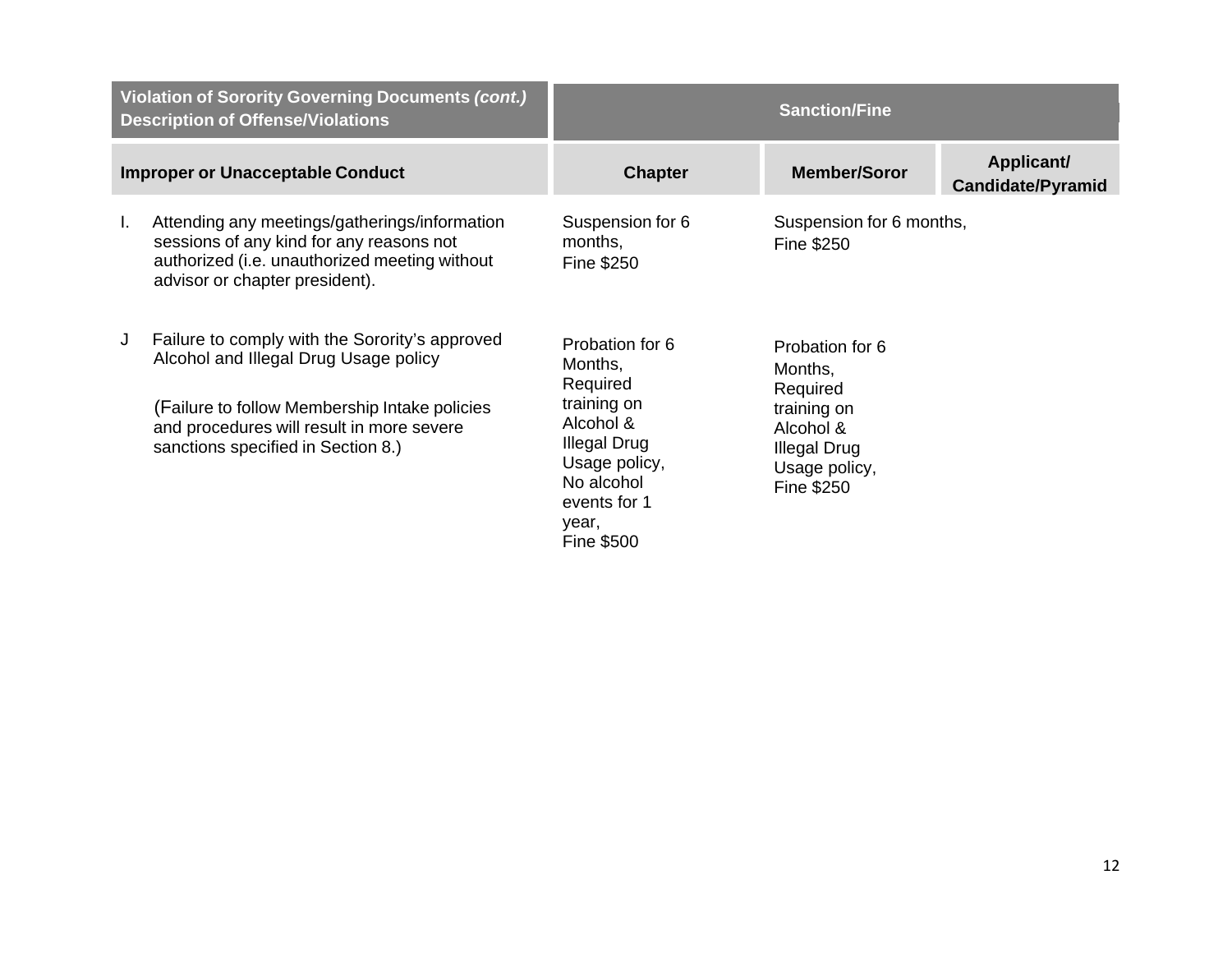| **Violation of Sorority Governing Documents *(cont.)* Description of Offense/Violations** | **Sanction/Fine** | | |
|---|---|---|---|
| **Improper or Unacceptable Conduct** | **Chapter** | **Member/Soror** | **Applicant/ Candidate/Pyramid** |
| I. Attending any meetings/gatherings/information sessions of any kind for any reasons not authorized (i.e. unauthorized meeting without advisor or chapter president). | Suspension for 6 months, Fine $250 | Suspension for 6 months, Fine $250 | |
| J Failure to comply with the Sorority's approved Alcohol and Illegal Drug Usage policy<br><br>(Failure to follow Membership Intake policies and procedures will result in more severe sanctions specified in Section 8.) | Probation for 6 Months, Required training on Alcohol & Illegal Drug Usage policy, No alcohol events for 1 year, Fine $500 | Probation for 6 Months, Required training on Alcohol & Illegal Drug Usage policy, Fine $250 | |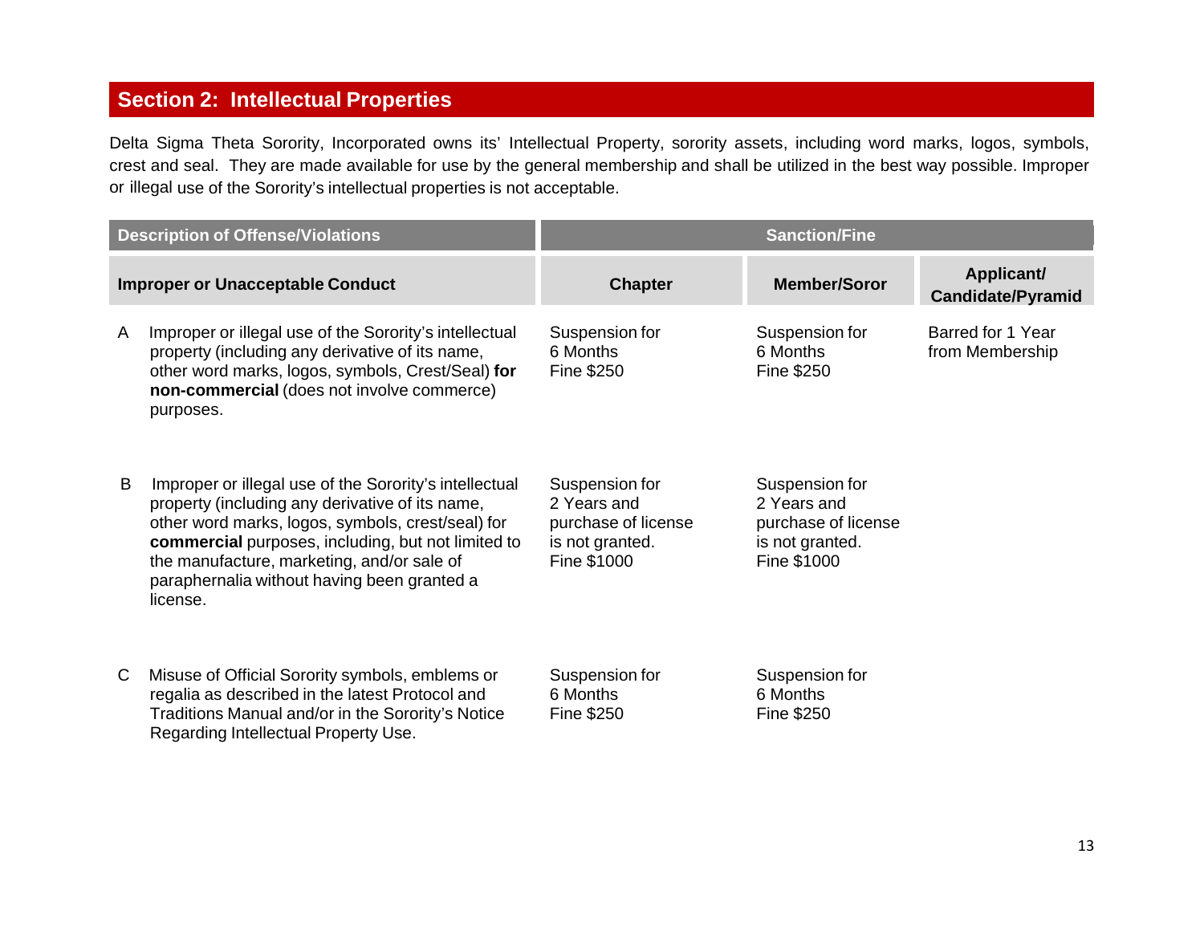## Section 2: Intellectual Properties

Delta Sigma Theta Sorority, Incorporated owns its' Intellectual Property, sorority assets, including word marks, logos, symbols, crest and seal. They are made available for use by the general membership and shall be utilized in the best way possible. Improper or illegal use of the Sorority's intellectual properties is not acceptable.

| Description of Offense/Violations | Sanction/Fine | | |
|---|---|---|---|
| **Improper or Unacceptable Conduct** | **Chapter** | **Member/Soror** | **Applicant/ Candidate/Pyramid** |
| A Improper or illegal use of the Sorority's intellectual property (including any derivative of its name, other word marks, logos, symbols, Crest/Seal) **for non-commercial** (does not involve commerce) purposes. | Suspension for 6 Months Fine $250 | Suspension for 6 Months Fine $250 | Barred for 1 Year from Membership |
| B Improper or illegal use of the Sorority's intellectual property (including any derivative of its name, other word marks, logos, symbols, crest/seal) for **commercial** purposes, including, but not limited to the manufacture, marketing, and/or sale of paraphernalia without having been granted a license. | Suspension for 2 Years and purchase of license is not granted. Fine $1000 | Suspension for 2 Years and purchase of license is not granted. Fine $1000 | |
| C Misuse of Official Sorority symbols, emblems or regalia as described in the latest Protocol and Traditions Manual and/or in the Sorority's Notice Regarding Intellectual Property Use. | Suspension for 6 Months Fine $250 | Suspension for 6 Months Fine $250 | |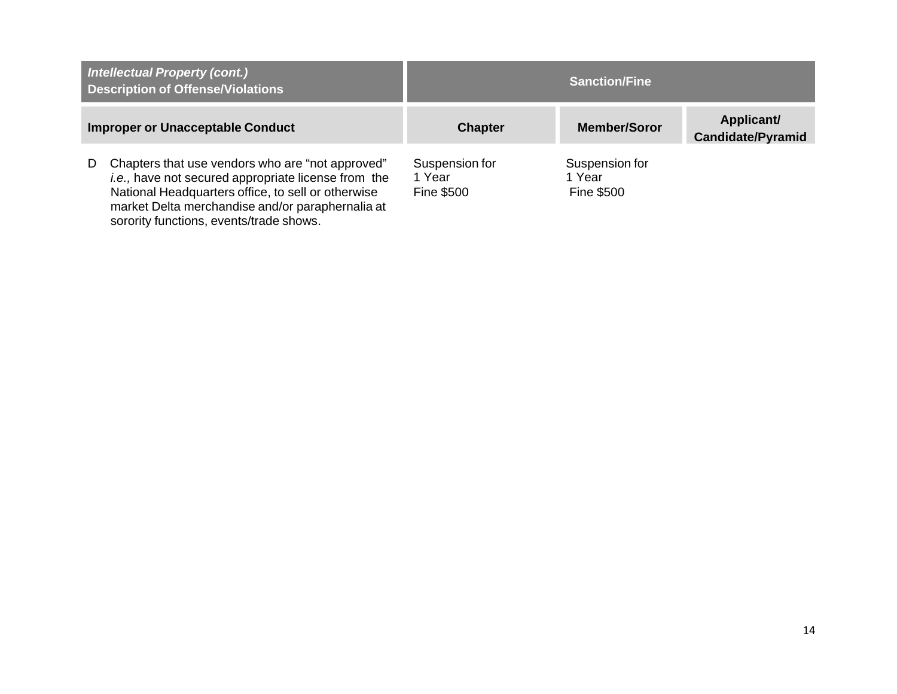| *Intellectual Property (cont.)* **Description of Offense/Violations** | **Sanction/Fine** | | |
|---|---|---|---|
| **Improper or Unacceptable Conduct** | **Chapter** | **Member/Soror** | **Applicant/ Candidate/Pyramid** |
| D Chapters that use vendors who are "not approved" *i.e.,* have not secured appropriate license from the National Headquarters office, to sell or otherwise market Delta merchandise and/or paraphernalia at sorority functions, events/trade shows. | Suspension for 1 Year Fine $500 | Suspension for 1 Year Fine $500 | |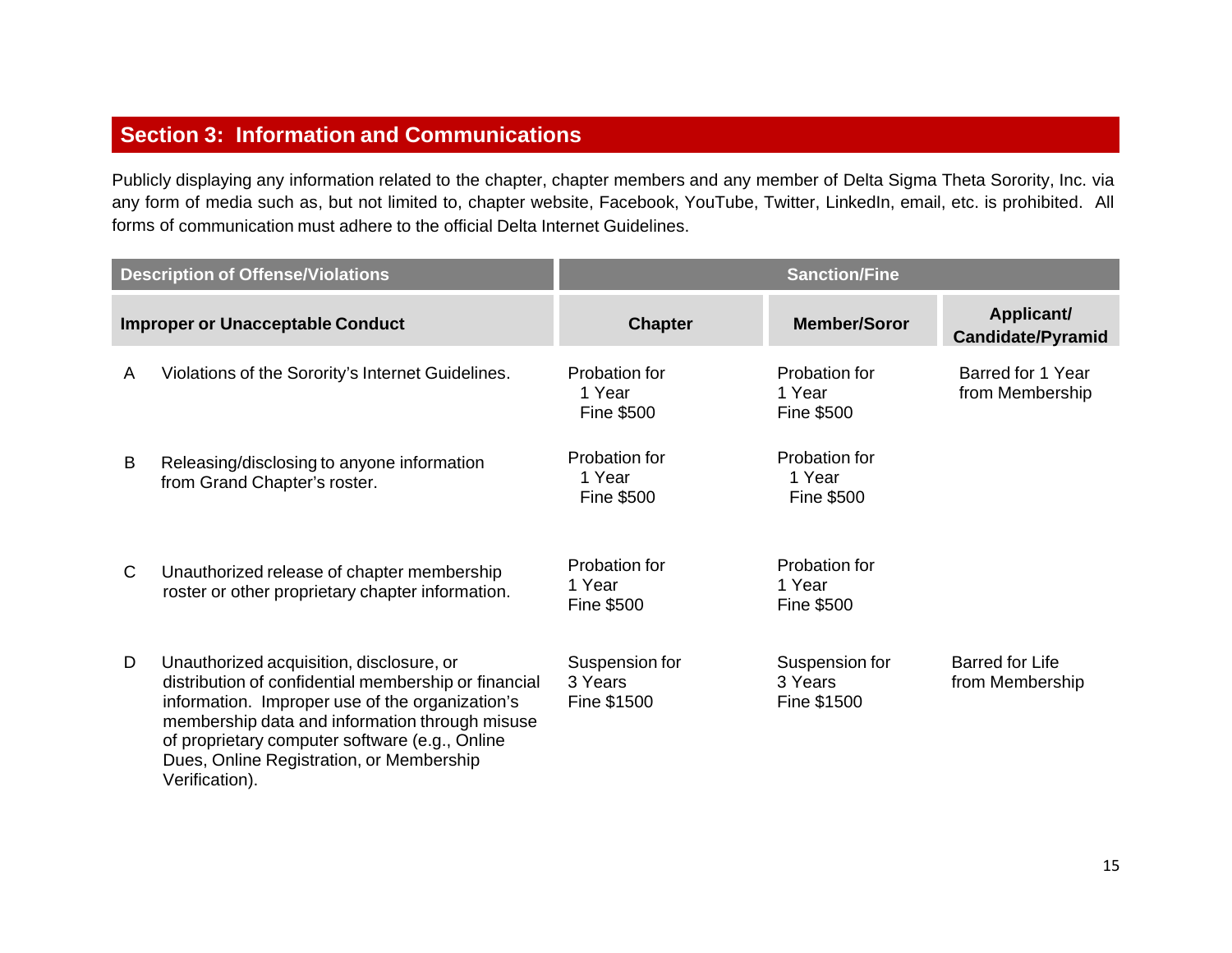## Section 3: Information and Communications

Publicly displaying any information related to the chapter, chapter members and any member of Delta Sigma Theta Sorority, Inc. via any form of media such as, but not limited to, chapter website, Facebook, YouTube, Twitter, LinkedIn, email, etc. is prohibited. All forms of communication must adhere to the official Delta Internet Guidelines.

| Description of Offense/Violations | | Sanction/Fine | | |
|---|---|---|---|---|
| **Improper or Unacceptable Conduct** | | **Chapter** | **Member/Soror** | **Applicant/ Candidate/Pyramid** |
| A | Violations of the Sorority's Internet Guidelines. | Probation for 1 Year Fine $500 | Probation for 1 Year Fine $500 | Barred for 1 Year from Membership |
| B | Releasing/disclosing to anyone information from Grand Chapter's roster. | Probation for 1 Year Fine $500 | Probation for 1 Year Fine $500 | |
| C | Unauthorized release of chapter membership roster or other proprietary chapter information. | Probation for 1 Year Fine $500 | Probation for 1 Year Fine $500 | |
| D | Unauthorized acquisition, disclosure, or distribution of confidential membership or financial information. Improper use of the organization's membership data and information through misuse of proprietary computer software (e.g., Online Dues, Online Registration, or Membership Verification). | Suspension for 3 Years Fine $1500 | Suspension for 3 Years Fine $1500 | Barred for Life from Membership |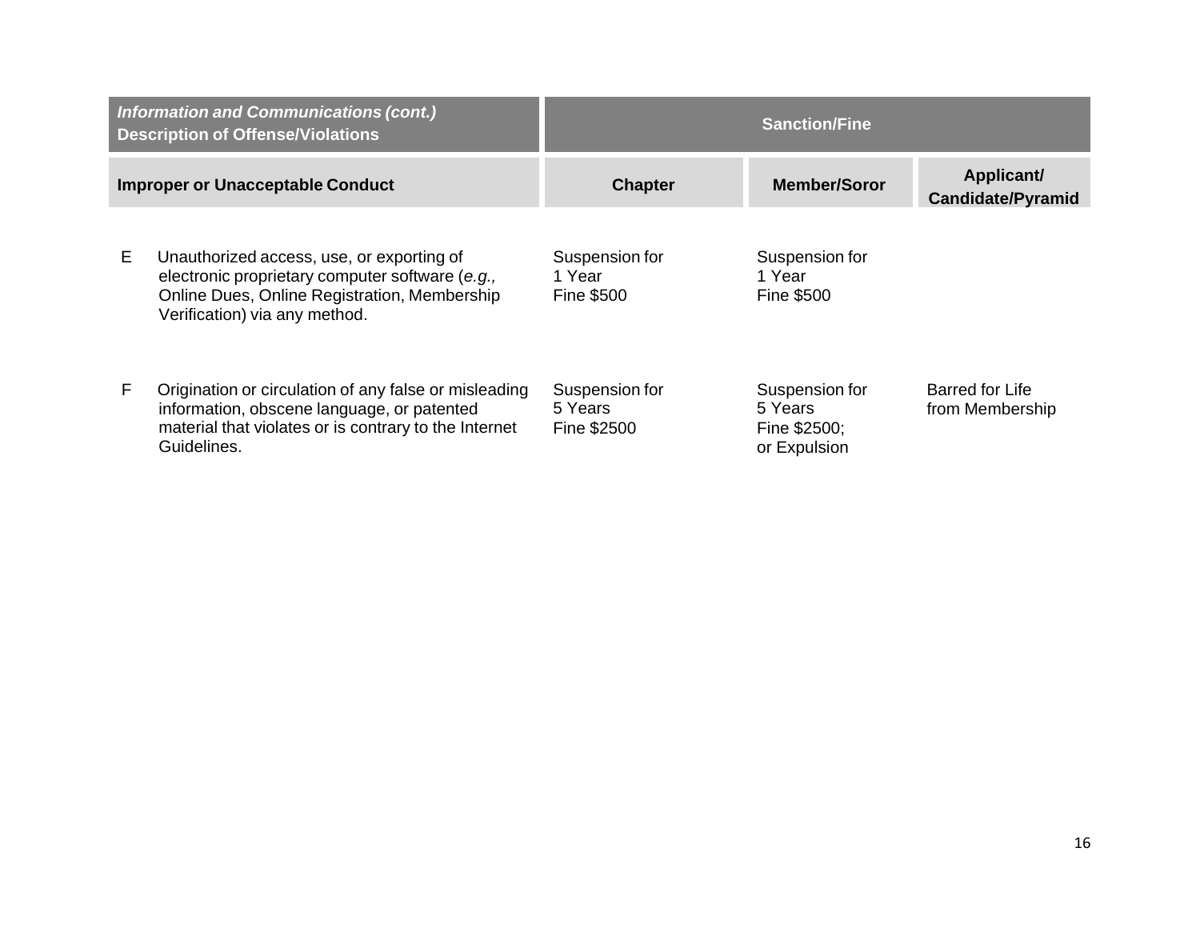| *Information and Communications (cont.)* **Description of Offense/Violations** | **Sanction/Fine** | | |
|---|---|---|---|
| **Improper or Unacceptable Conduct** | **Chapter** | **Member/Soror** | **Applicant/ Candidate/Pyramid** |
| E Unauthorized access, use, or exporting of electronic proprietary computer software (*e.g.,* Online Dues, Online Registration, Membership Verification) via any method. | Suspension for 1 Year Fine $500 | Suspension for 1 Year Fine $500 | |
| F Origination or circulation of any false or misleading information, obscene language, or patented material that violates or is contrary to the Internet Guidelines. | Suspension for 5 Years Fine $2500 | Suspension for 5 Years Fine $2500; or Expulsion | Barred for Life from Membership |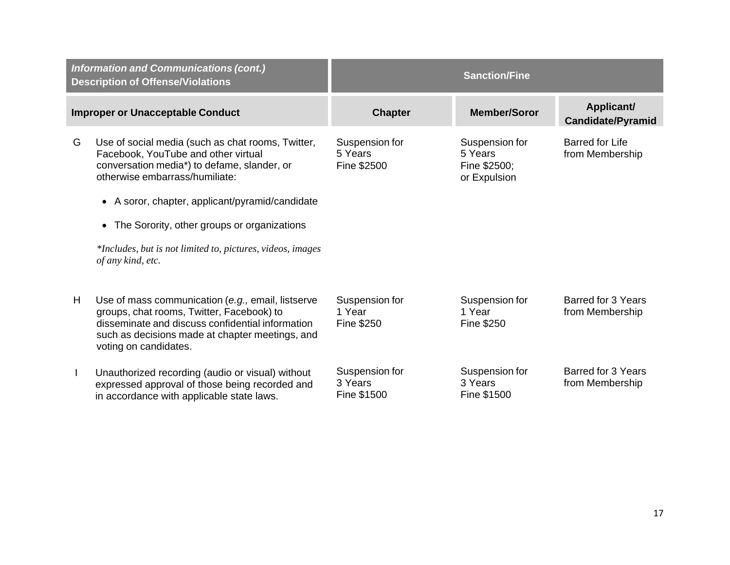| *Information and Communications (cont.)* **Description of Offense/Violations** | | **Sanction/Fine** | | |
|---|---|---|---|---|
| **Improper or Unacceptable Conduct** | | **Chapter** | **Member/Soror** | **Applicant/ Candidate/Pyramid** |
| G | Use of social media (such as chat rooms, Twitter, Facebook, YouTube and other virtual conversation media*) to defame, slander, or otherwise embarrass/humiliate:<br>• A soror, chapter, applicant/pyramid/candidate<br>• The Sorority, other groups or organizations<br>**Includes, but is not limited to, pictures, videos, images of any kind, etc.* | Suspension for 5 Years Fine $2500 | Suspension for 5 Years Fine $2500; or Expulsion | Barred for Life from Membership |
| H | Use of mass communication (*e.g.,* email, listserve groups, chat rooms, Twitter, Facebook) to disseminate and discuss confidential information such as decisions made at chapter meetings, and voting on candidates. | Suspension for 1 Year Fine $250 | Suspension for 1 Year Fine $250 | Barred for 3 Years from Membership |
| I | Unauthorized recording (audio or visual) without expressed approval of those being recorded and in accordance with applicable state laws. | Suspension for 3 Years Fine $1500 | Suspension for 3 Years Fine $1500 | Barred for 3 Years from Membership |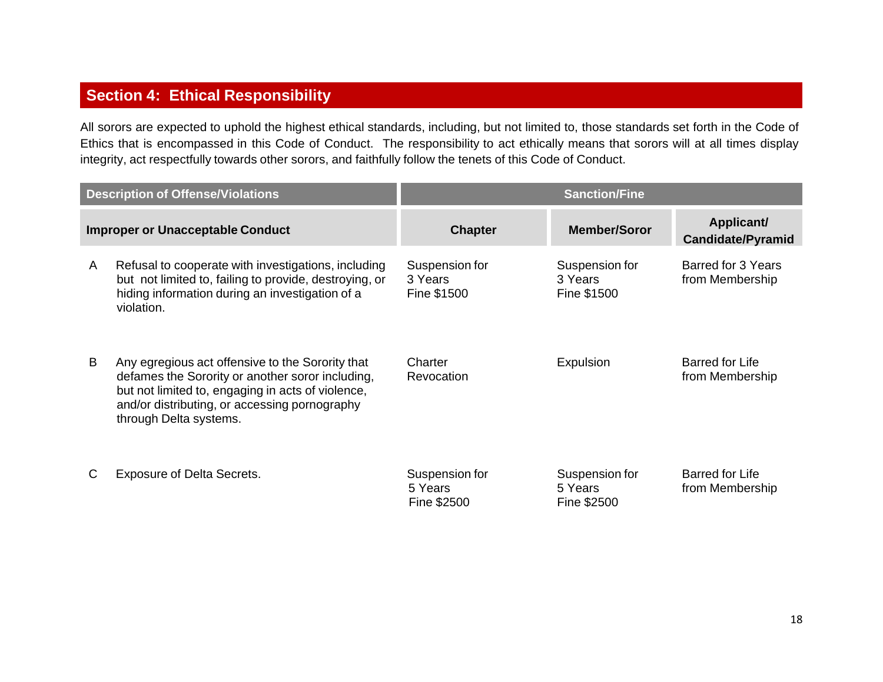## Section 4:  Ethical Responsibility

All sorors are expected to uphold the highest ethical standards, including, but not limited to, those standards set forth in the Code of Ethics that is encompassed in this Code of Conduct.  The responsibility to act ethically means that sorors will at all times display integrity, act respectfully towards other sorors, and faithfully follow the tenets of this Code of Conduct.

| Description of Offense/Violations | | Sanction/Fine | | |
|---|---|---|---|---|
| **Improper or Unacceptable Conduct** | | **Chapter** | **Member/Soror** | **Applicant/ Candidate/Pyramid** |
| A | Refusal to cooperate with investigations, including but not limited to, failing to provide, destroying, or hiding information during an investigation of a violation. | Suspension for 3 Years Fine $1500 | Suspension for 3 Years Fine $1500 | Barred for 3 Years from Membership |
| B | Any egregious act offensive to the Sorority that defames the Sorority or another soror including, but not limited to, engaging in acts of violence, and/or distributing, or accessing pornography through Delta systems. | Charter Revocation | Expulsion | Barred for Life from Membership |
| C | Exposure of Delta Secrets. | Suspension for 5 Years Fine $2500 | Suspension for 5 Years Fine $2500 | Barred for Life from Membership |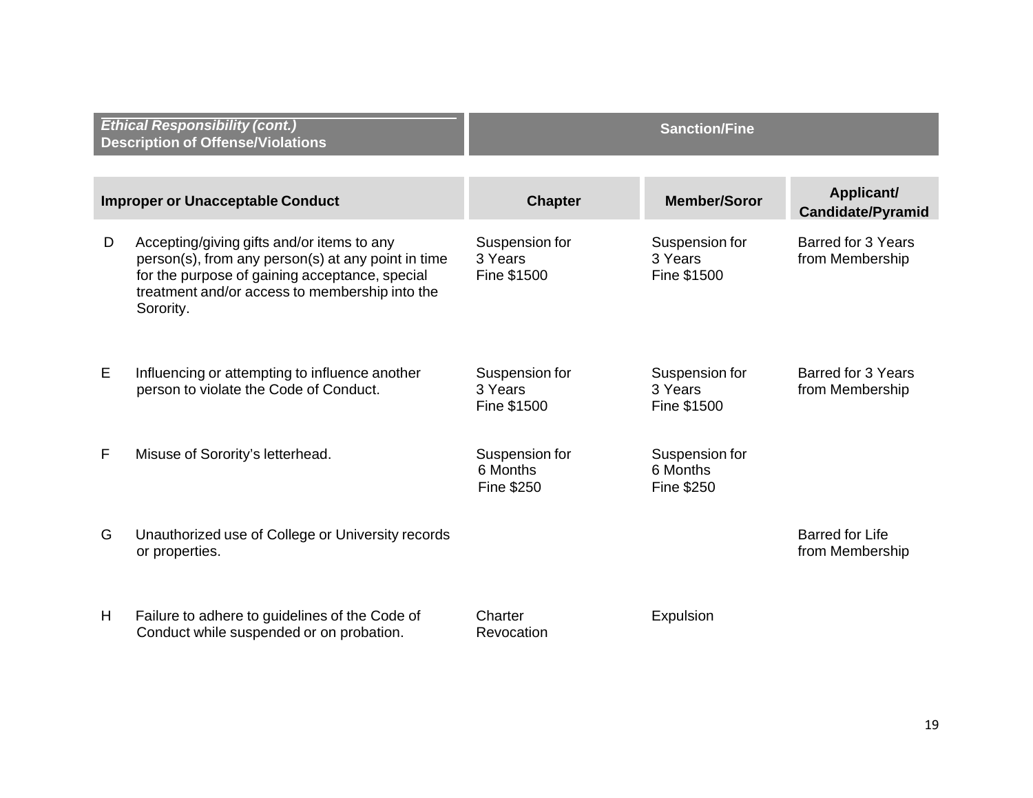| *Ethical Responsibility (cont.)* **Description of Offense/Violations** | **Sanction/Fine** | | |
|---|---|---|---|
| **Improper or Unacceptable Conduct** | **Chapter** | **Member/Soror** | **Applicant/ Candidate/Pyramid** |
| D Accepting/giving gifts and/or items to any person(s), from any person(s) at any point in time for the purpose of gaining acceptance, special treatment and/or access to membership into the Sorority. | Suspension for 3 Years Fine $1500 | Suspension for 3 Years Fine $1500 | Barred for 3 Years from Membership |
| E Influencing or attempting to influence another person to violate the Code of Conduct. | Suspension for 3 Years Fine $1500 | Suspension for 3 Years Fine $1500 | Barred for 3 Years from Membership |
| F Misuse of Sorority's letterhead. | Suspension for 6 Months Fine $250 | Suspension for 6 Months Fine $250 | |
| G Unauthorized use of College or University records or properties. | | | Barred for Life from Membership |
| H Failure to adhere to guidelines of the Code of Conduct while suspended or on probation. | Charter Revocation | Expulsion | |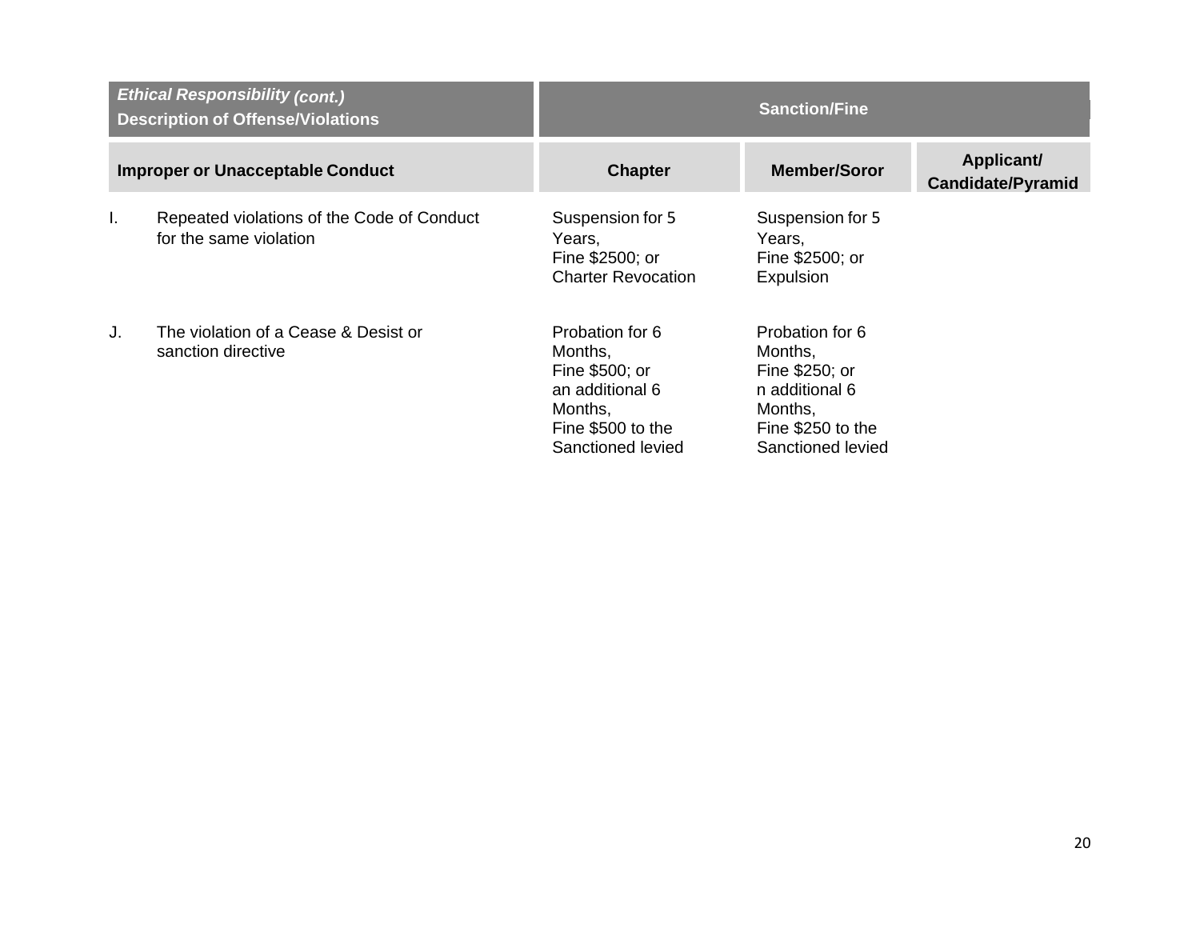| *Ethical Responsibility (cont.)* **Description of Offense/Violations** | **Sanction/Fine** | | |
|---|---|---|---|
| **Improper or Unacceptable Conduct** | **Chapter** | **Member/Soror** | **Applicant/ Candidate/Pyramid** |
| I. Repeated violations of the Code of Conduct for the same violation | Suspension for 5 Years, Fine $2500; or Charter Revocation | Suspension for 5 Years, Fine $2500; or Expulsion | |
| J. The violation of a Cease & Desist or sanction directive | Probation for 6 Months, Fine $500; or an additional 6 Months, Fine $500 to the Sanctioned levied | Probation for 6 Months, Fine $250; or n additional 6 Months, Fine $250 to the Sanctioned levied | |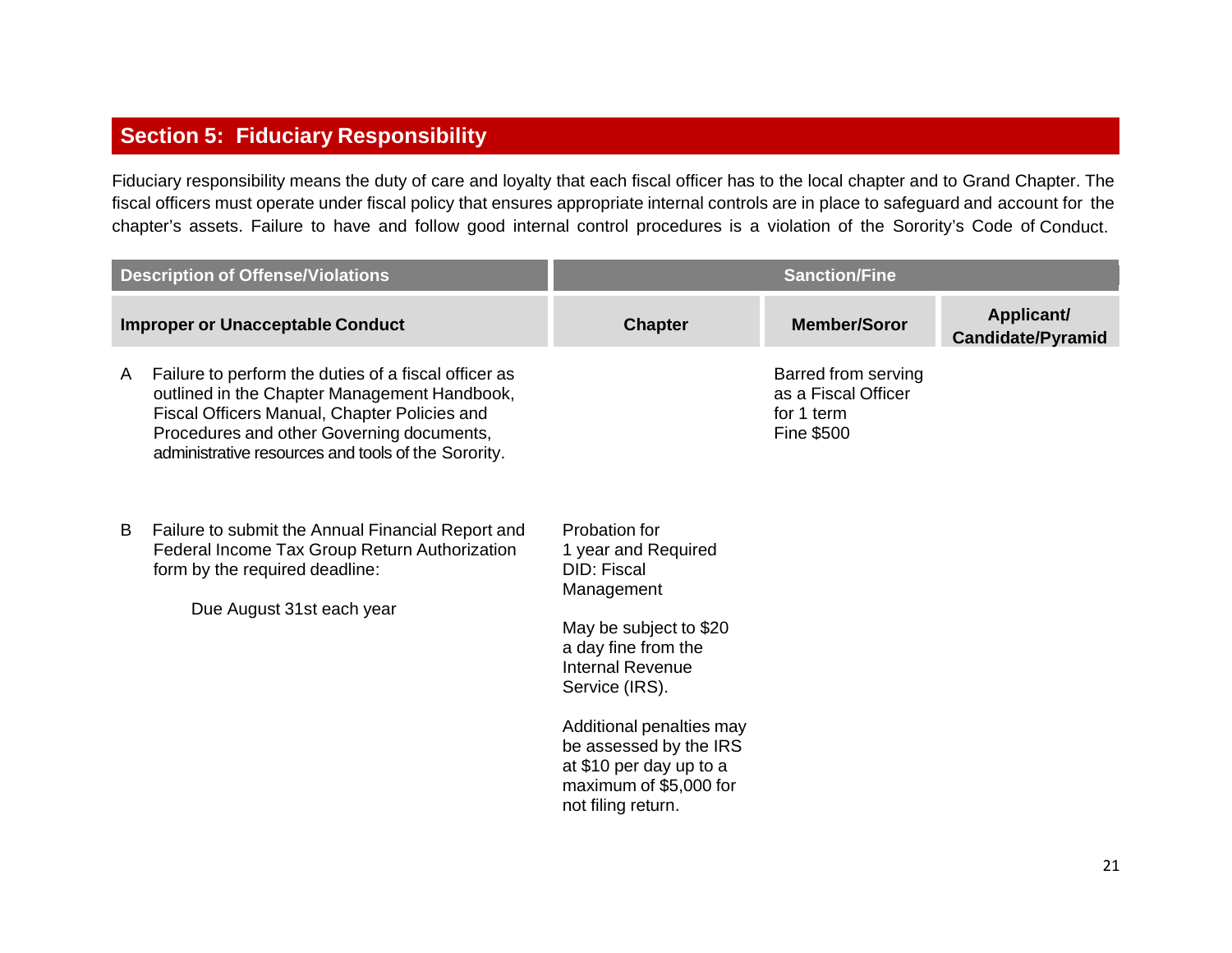## Section 5: Fiduciary Responsibility

Fiduciary responsibility means the duty of care and loyalty that each fiscal officer has to the local chapter and to Grand Chapter. The fiscal officers must operate under fiscal policy that ensures appropriate internal controls are in place to safeguard and account for the chapter's assets. Failure to have and follow good internal control procedures is a violation of the Sorority's Code of Conduct.

| Description of Offense/Violations | Sanction/Fine | | |
|---|---|---|---|
| **Improper or Unacceptable Conduct** | **Chapter** | **Member/Soror** | **Applicant/ Candidate/Pyramid** |
| A Failure to perform the duties of a fiscal officer as outlined in the Chapter Management Handbook, Fiscal Officers Manual, Chapter Policies and Procedures and other Governing documents, administrative resources and tools of the Sorority. | | Barred from serving as a Fiscal Officer for 1 term<br>Fine $500 | |
| B Failure to submit the Annual Financial Report and Federal Income Tax Group Return Authorization form by the required deadline:<br><br>Due August 31st each year | Probation for 1 year and Required DID: Fiscal Management<br><br>May be subject to $20 a day fine from the Internal Revenue Service (IRS).<br><br>Additional penalties may be assessed by the IRS at $10 per day up to a maximum of $5,000 for not filing return. | | |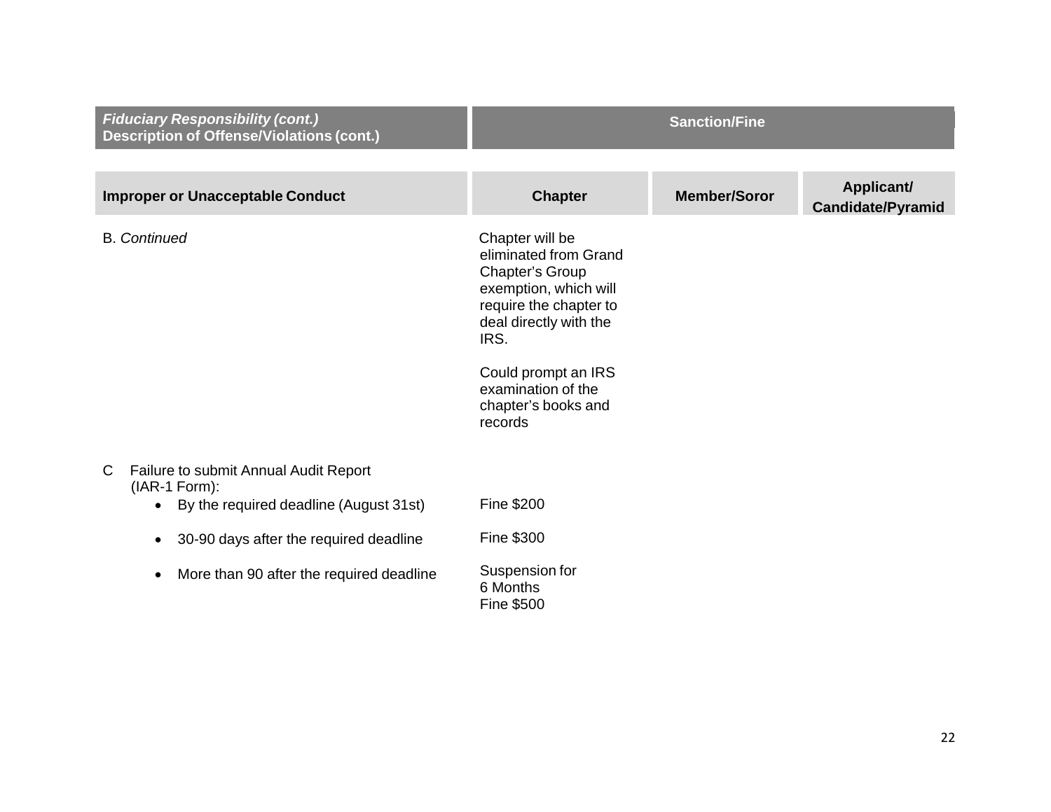| *Fiduciary Responsibility (cont.)* **Description of Offense/Violations (cont.)** | **Sanction/Fine** | | |
|---|---|---|---|
| **Improper or Unacceptable Conduct** | **Chapter** | **Member/Soror** | **Applicant/ Candidate/Pyramid** |
| B. *Continued* | Chapter will be eliminated from Grand Chapter's Group exemption, which will require the chapter to deal directly with the IRS.<br><br>Could prompt an IRS examination of the chapter's books and records | | |
| C Failure to submit Annual Audit Report (IAR-1 Form): | | | |
| • By the required deadline (August 31st) | Fine $200 | | |
| • 30-90 days after the required deadline | Fine $300 | | |
| • More than 90 after the required deadline | Suspension for 6 Months<br>Fine $500 | | |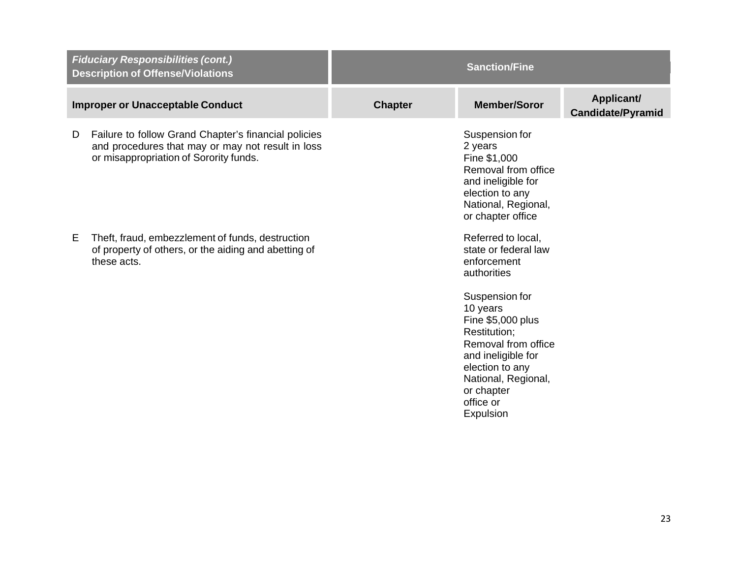| *Fiduciary Responsibilities (cont.)* **Description of Offense/Violations** | **Sanction/Fine** | | |
|---|---|---|---|
| **Improper or Unacceptable Conduct** | **Chapter** | **Member/Soror** | **Applicant/ Candidate/Pyramid** |
| D Failure to follow Grand Chapter's financial policies and procedures that may or may not result in loss or misappropriation of Sorority funds. | | Suspension for 2 years Fine $1,000 Removal from office and ineligible for election to any National, Regional, or chapter office | |
| E Theft, fraud, embezzlement of funds, destruction of property of others, or the aiding and abetting of these acts. | | Referred to local, state or federal law enforcement authorities<br><br>Suspension for 10 years Fine $5,000 plus Restitution; Removal from office and ineligible for election to any National, Regional, or chapter office or Expulsion | |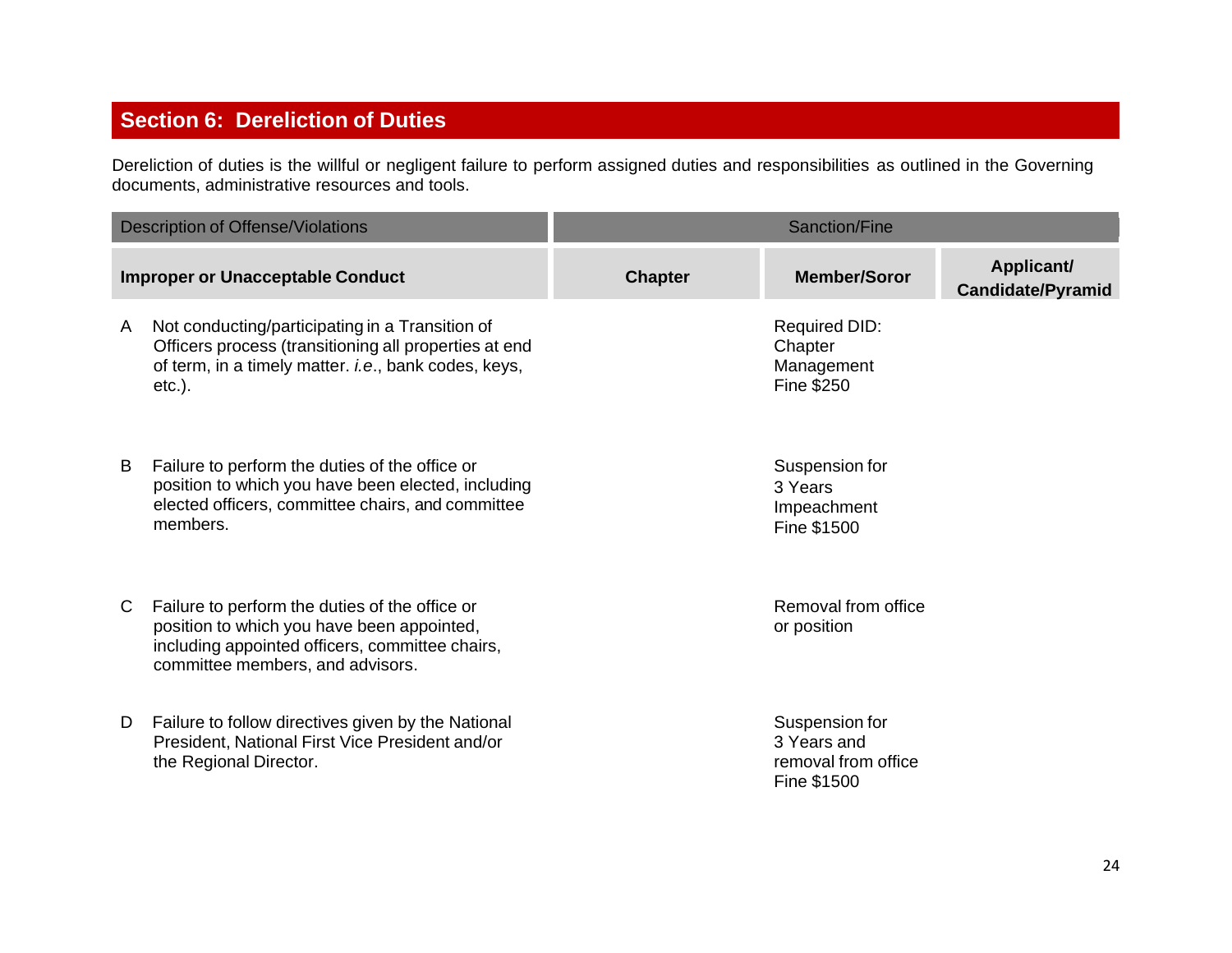## Section 6: Dereliction of Duties

Dereliction of duties is the willful or negligent failure to perform assigned duties and responsibilities as outlined in the Governing documents, administrative resources and tools.

| Description of Offense/Violations | Sanction/Fine | | |
|---|---|---|---|
| **Improper or Unacceptable Conduct** | **Chapter** | **Member/Soror** | **Applicant/ Candidate/Pyramid** |
| A Not conducting/participating in a Transition of Officers process (transitioning all properties at end of term, in a timely matter. *i.e*., bank codes, keys, etc.). | | Required DID: Chapter Management Fine $250 | |
| B Failure to perform the duties of the office or position to which you have been elected, including elected officers, committee chairs, and committee members. | | Suspension for 3 Years Impeachment Fine $1500 | |
| C Failure to perform the duties of the office or position to which you have been appointed, including appointed officers, committee chairs, committee members, and advisors. | | Removal from office or position | |
| D Failure to follow directives given by the National President, National First Vice President and/or the Regional Director. | | Suspension for 3 Years and removal from office Fine $1500 | |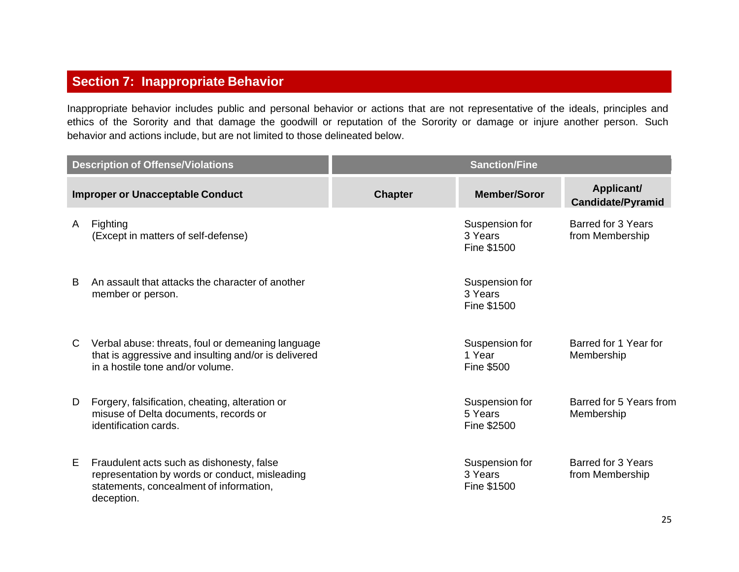## Section 7: Inappropriate Behavior

Inappropriate behavior includes public and personal behavior or actions that are not representative of the ideals, principles and ethics of the Sorority and that damage the goodwill or reputation of the Sorority or damage or injure another person. Such behavior and actions include, but are not limited to those delineated below.

| Description of Offense/Violations | Sanction/Fine | | |
|---|---|---|---|
| **Improper or Unacceptable Conduct** | **Chapter** | **Member/Soror** | **Applicant/ Candidate/Pyramid** |
| A Fighting (Except in matters of self-defense) | | Suspension for 3 Years Fine $1500 | Barred for 3 Years from Membership |
| B An assault that attacks the character of another member or person. | | Suspension for 3 Years Fine $1500 | |
| C Verbal abuse: threats, foul or demeaning language that is aggressive and insulting and/or is delivered in a hostile tone and/or volume. | | Suspension for 1 Year Fine $500 | Barred for 1 Year for Membership |
| D Forgery, falsification, cheating, alteration or misuse of Delta documents, records or identification cards. | | Suspension for 5 Years Fine $2500 | Barred for 5 Years from Membership |
| E Fraudulent acts such as dishonesty, false representation by words or conduct, misleading statements, concealment of information, deception. | | Suspension for 3 Years Fine $1500 | Barred for 3 Years from Membership |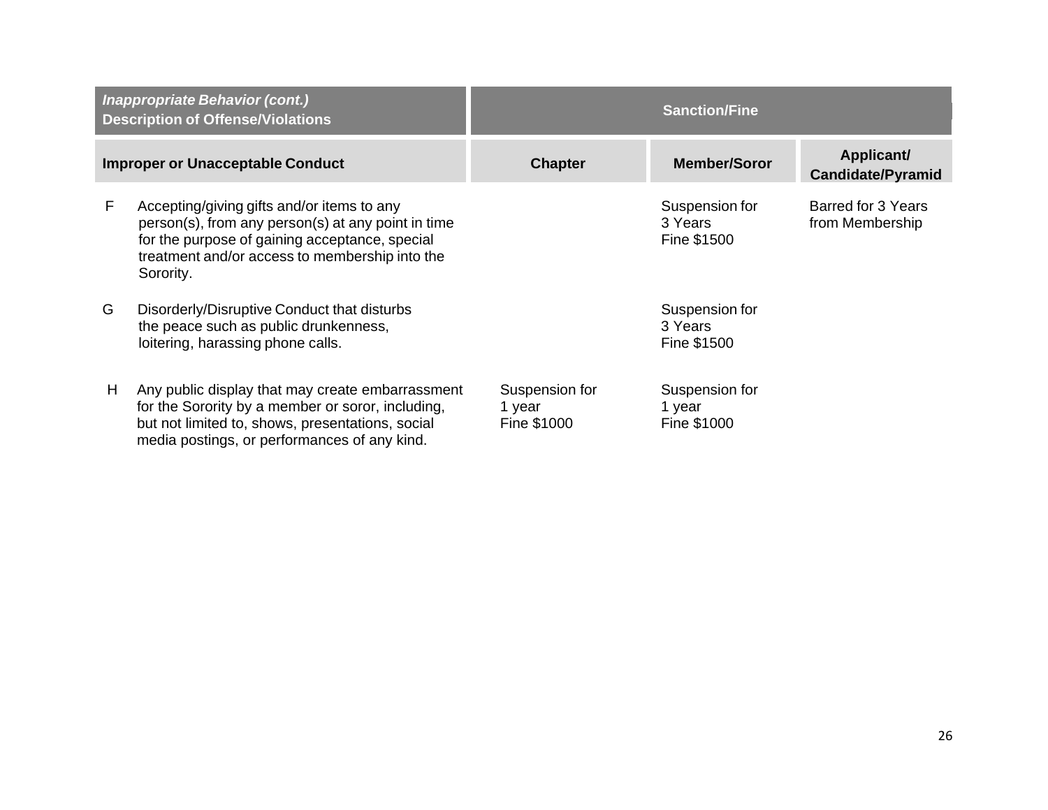| *Inappropriate Behavior (cont.)* **Description of Offense/Violations** | | **Sanction/Fine** | | |
|---|---|---|---|---|
| **Improper or Unacceptable Conduct** | | **Chapter** | **Member/Soror** | **Applicant/ Candidate/Pyramid** |
| F | Accepting/giving gifts and/or items to any person(s), from any person(s) at any point in time for the purpose of gaining acceptance, special treatment and/or access to membership into the Sorority. | | Suspension for 3 Years Fine $1500 | Barred for 3 Years from Membership |
| G | Disorderly/Disruptive Conduct that disturbs the peace such as public drunkenness, loitering, harassing phone calls. | | Suspension for 3 Years Fine $1500 | |
| H | Any public display that may create embarrassment for the Sorority by a member or soror, including, but not limited to, shows, presentations, social media postings, or performances of any kind. | Suspension for 1 year Fine $1000 | Suspension for 1 year Fine $1000 | |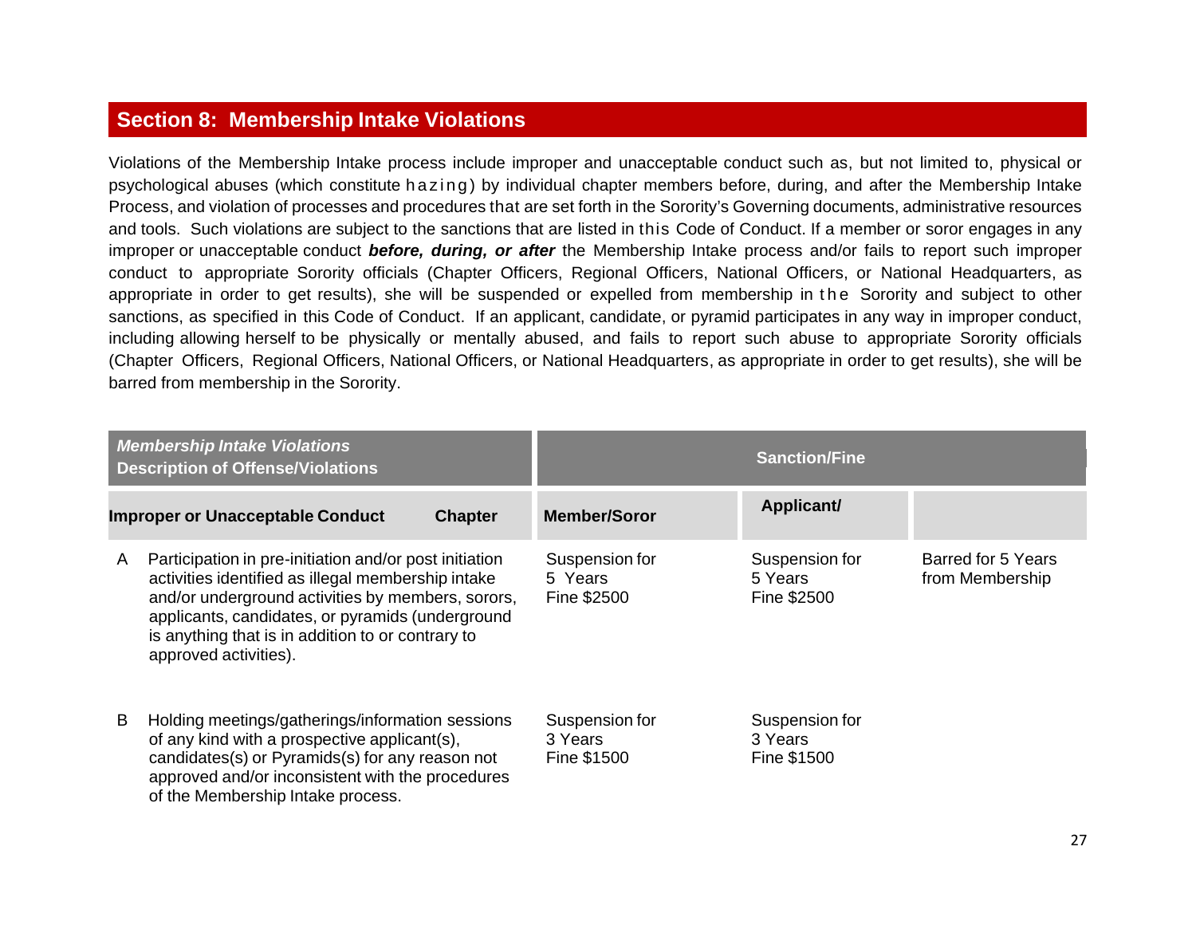## Section 8: Membership Intake Violations

Violations of the Membership Intake process include improper and unacceptable conduct such as, but not limited to, physical or psychological abuses (which constitute hazing) by individual chapter members before, during, and after the Membership Intake Process, and violation of processes and procedures that are set forth in the Sorority's Governing documents, administrative resources and tools. Such violations are subject to the sanctions that are listed in this Code of Conduct. If a member or soror engages in any improper or unacceptable conduct ***before, during, or after*** the Membership Intake process and/or fails to report such improper conduct to appropriate Sorority officials (Chapter Officers, Regional Officers, National Officers, or National Headquarters, as appropriate in order to get results), she will be suspended or expelled from membership in the Sorority and subject to other sanctions, as specified in this Code of Conduct. If an applicant, candidate, or pyramid participates in any way in improper conduct, including allowing herself to be physically or mentally abused, and fails to report such abuse to appropriate Sorority officials (Chapter Officers, Regional Officers, National Officers, or National Headquarters, as appropriate in order to get results), she will be barred from membership in the Sorority.

| ***Membership Intake Violations*** **Description of Offense/Violations** | | **Sanction/Fine** | | |
|---|---|---|---|---|
| **Improper or Unacceptable Conduct** | **Chapter** | **Member/Soror** | **Applicant/** | |
| A Participation in pre-initiation and/or post initiation activities identified as illegal membership intake and/or underground activities by members, sorors, applicants, candidates, or pyramids (underground is anything that is in addition to or contrary to approved activities). | | Suspension for 5 Years Fine $2500 | Suspension for 5 Years Fine $2500 | Barred for 5 Years from Membership |
| B Holding meetings/gatherings/information sessions of any kind with a prospective applicant(s), candidates(s) or Pyramids(s) for any reason not approved and/or inconsistent with the procedures of the Membership Intake process. | | Suspension for 3 Years Fine $1500 | Suspension for 3 Years Fine $1500 | |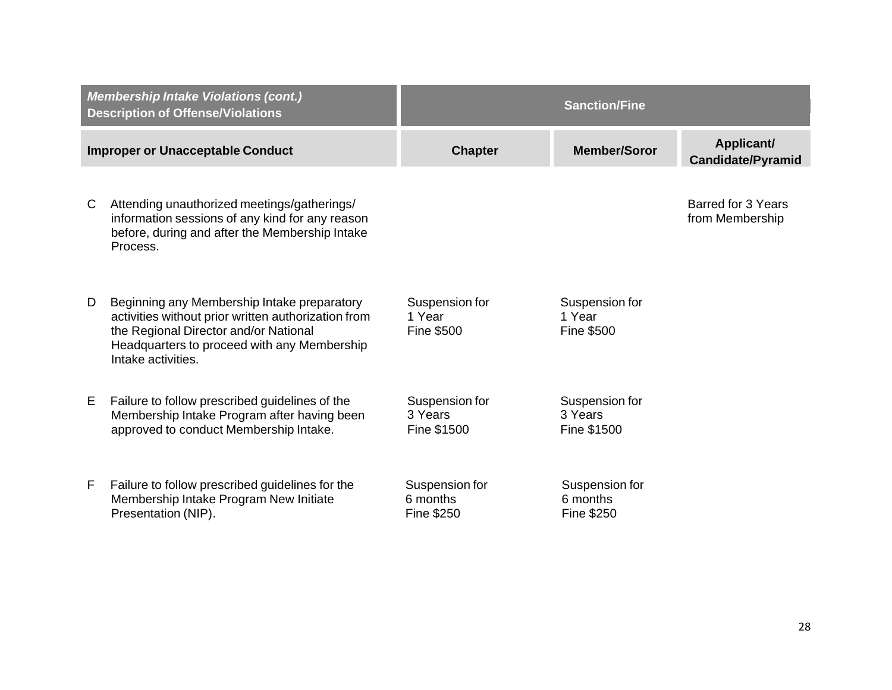| *Membership Intake Violations (cont.)* **Description of Offense/Violations** | **Sanction/Fine** | | |
|---|---|---|---|
| **Improper or Unacceptable Conduct** | **Chapter** | **Member/Soror** | **Applicant/ Candidate/Pyramid** |
| C Attending unauthorized meetings/gatherings/ information sessions of any kind for any reason before, during and after the Membership Intake Process. | | | Barred for 3 Years from Membership |
| D Beginning any Membership Intake preparatory activities without prior written authorization from the Regional Director and/or National Headquarters to proceed with any Membership Intake activities. | Suspension for 1 Year Fine $500 | Suspension for 1 Year Fine $500 | |
| E Failure to follow prescribed guidelines of the Membership Intake Program after having been approved to conduct Membership Intake. | Suspension for 3 Years Fine $1500 | Suspension for 3 Years Fine $1500 | |
| F Failure to follow prescribed guidelines for the Membership Intake Program New Initiate Presentation (NIP). | Suspension for 6 months Fine $250 | Suspension for 6 months Fine $250 | |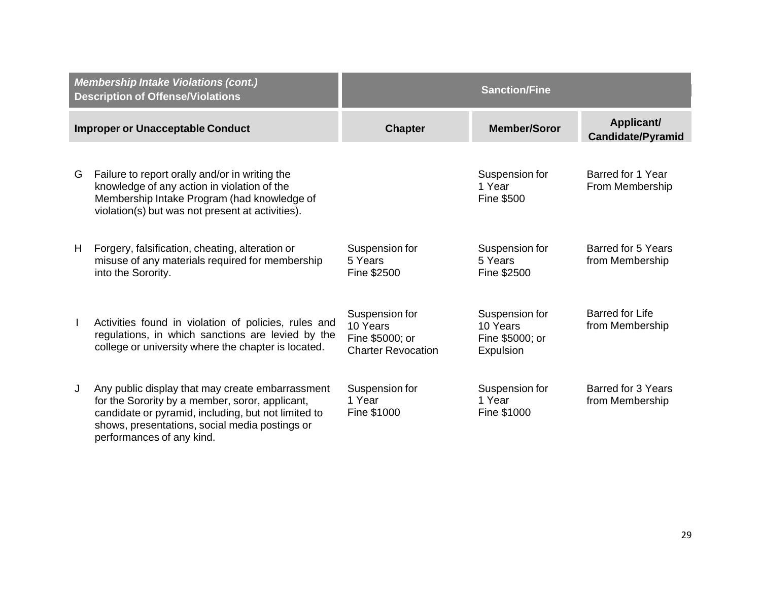| *Membership Intake Violations (cont.)* **Description of Offense/Violations** | **Sanction/Fine** | | |
|---|---|---|---|
| **Improper or Unacceptable Conduct** | **Chapter** | **Member/Soror** | **Applicant/ Candidate/Pyramid** |
| G Failure to report orally and/or in writing the knowledge of any action in violation of the Membership Intake Program (had knowledge of violation(s) but was not present at activities). | | Suspension for 1 Year Fine $500 | Barred for 1 Year From Membership |
| H Forgery, falsification, cheating, alteration or misuse of any materials required for membership into the Sorority. | Suspension for 5 Years Fine $2500 | Suspension for 5 Years Fine $2500 | Barred for 5 Years from Membership |
| I Activities found in violation of policies, rules and regulations, in which sanctions are levied by the college or university where the chapter is located. | Suspension for 10 Years Fine $5000; or Charter Revocation | Suspension for 10 Years Fine $5000; or Expulsion | Barred for Life from Membership |
| J Any public display that may create embarrassment for the Sorority by a member, soror, applicant, candidate or pyramid, including, but not limited to shows, presentations, social media postings or performances of any kind. | Suspension for 1 Year Fine $1000 | Suspension for 1 Year Fine $1000 | Barred for 3 Years from Membership |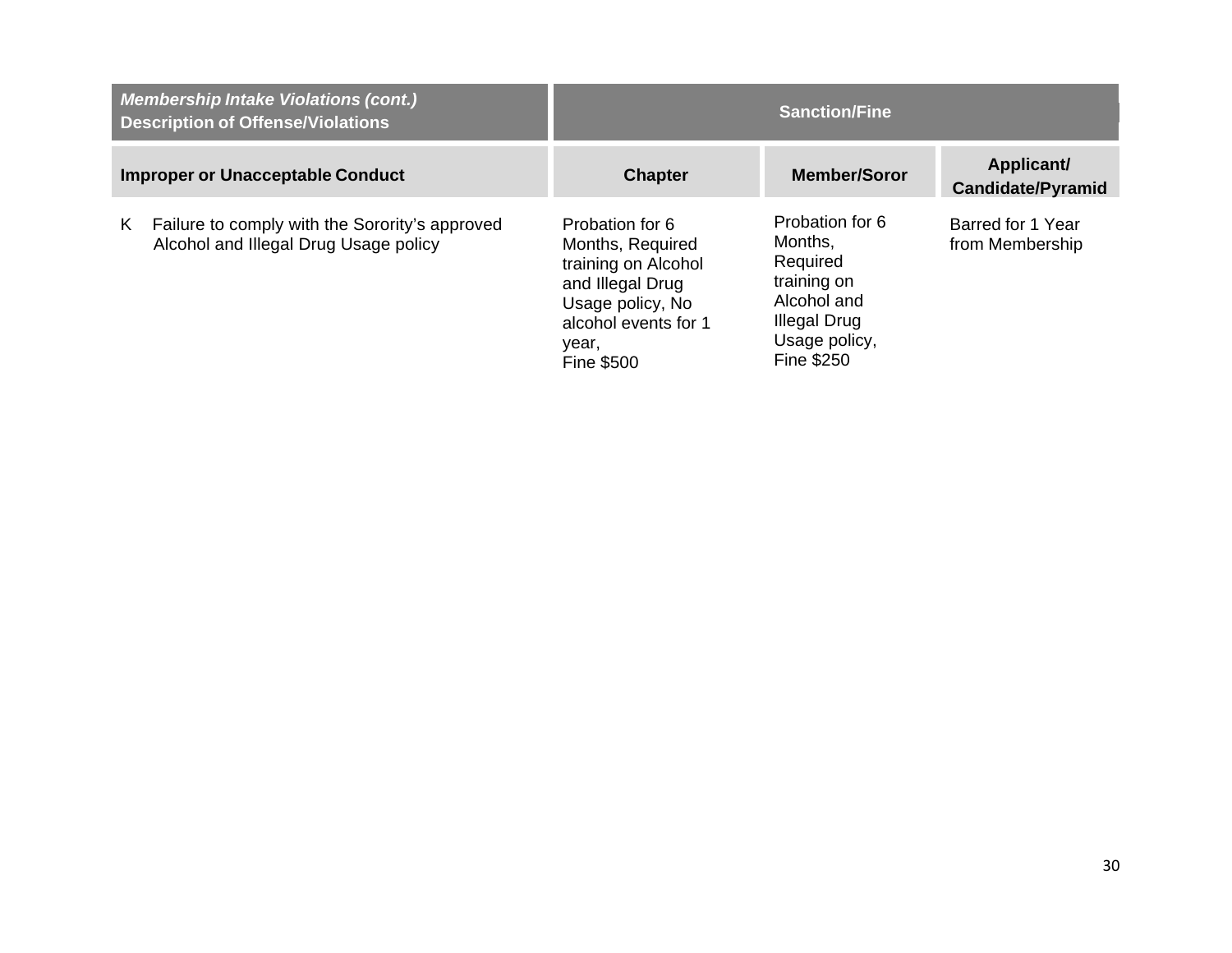| *Membership Intake Violations (cont.)* **Description of Offense/Violations** | **Sanction/Fine** | | |
|---|---|---|---|
| **Improper or Unacceptable Conduct** | **Chapter** | **Member/Soror** | **Applicant/ Candidate/Pyramid** |
| K Failure to comply with the Sorority's approved Alcohol and Illegal Drug Usage policy | Probation for 6 Months, Required training on Alcohol and Illegal Drug Usage policy, No alcohol events for 1 year, Fine $500 | Probation for 6 Months, Required training on Alcohol and Illegal Drug Usage policy, Fine $250 | Barred for 1 Year from Membership |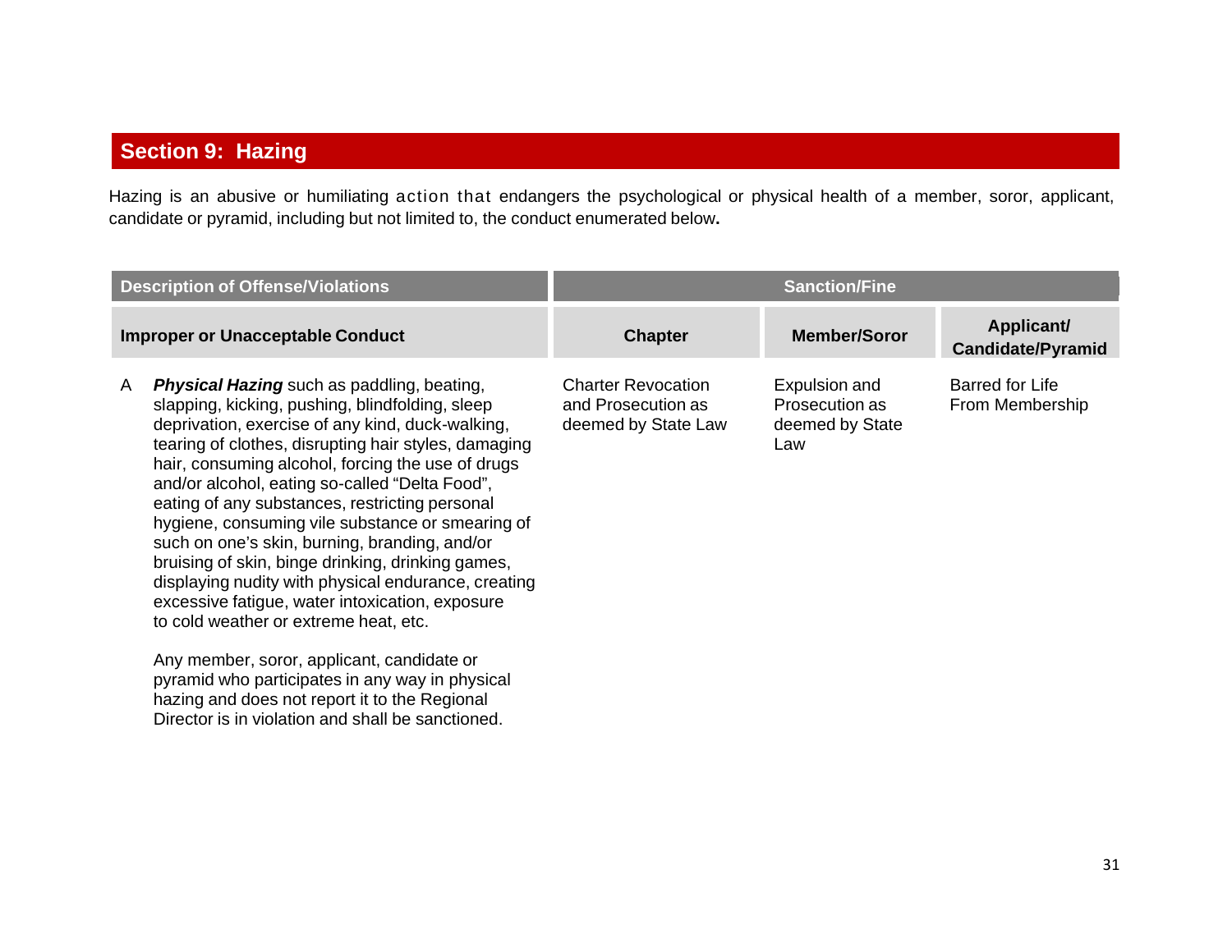## Section 9: Hazing

Hazing is an abusive or humiliating action that endangers the psychological or physical health of a member, soror, applicant, candidate or pyramid, including but not limited to, the conduct enumerated below**.**

| Description of Offense/Violations | | Sanction/Fine | | |
|---|---|---|---|---|
| **Improper or Unacceptable Conduct** | | **Chapter** | **Member/Soror** | **Applicant/ Candidate/Pyramid** |
| A | ***Physical Hazing*** such as paddling, beating, slapping, kicking, pushing, blindfolding, sleep deprivation, exercise of any kind, duck-walking, tearing of clothes, disrupting hair styles, damaging hair, consuming alcohol, forcing the use of drugs and/or alcohol, eating so-called "Delta Food", eating of any substances, restricting personal hygiene, consuming vile substance or smearing of such on one's skin, burning, branding, and/or bruising of skin, binge drinking, drinking games, displaying nudity with physical endurance, creating excessive fatigue, water intoxication, exposure to cold weather or extreme heat, etc.<br><br>Any member, soror, applicant, candidate or pyramid who participates in any way in physical hazing and does not report it to the Regional Director is in violation and shall be sanctioned. | Charter Revocation and Prosecution as deemed by State Law | Expulsion and Prosecution as deemed by State Law | Barred for Life From Membership |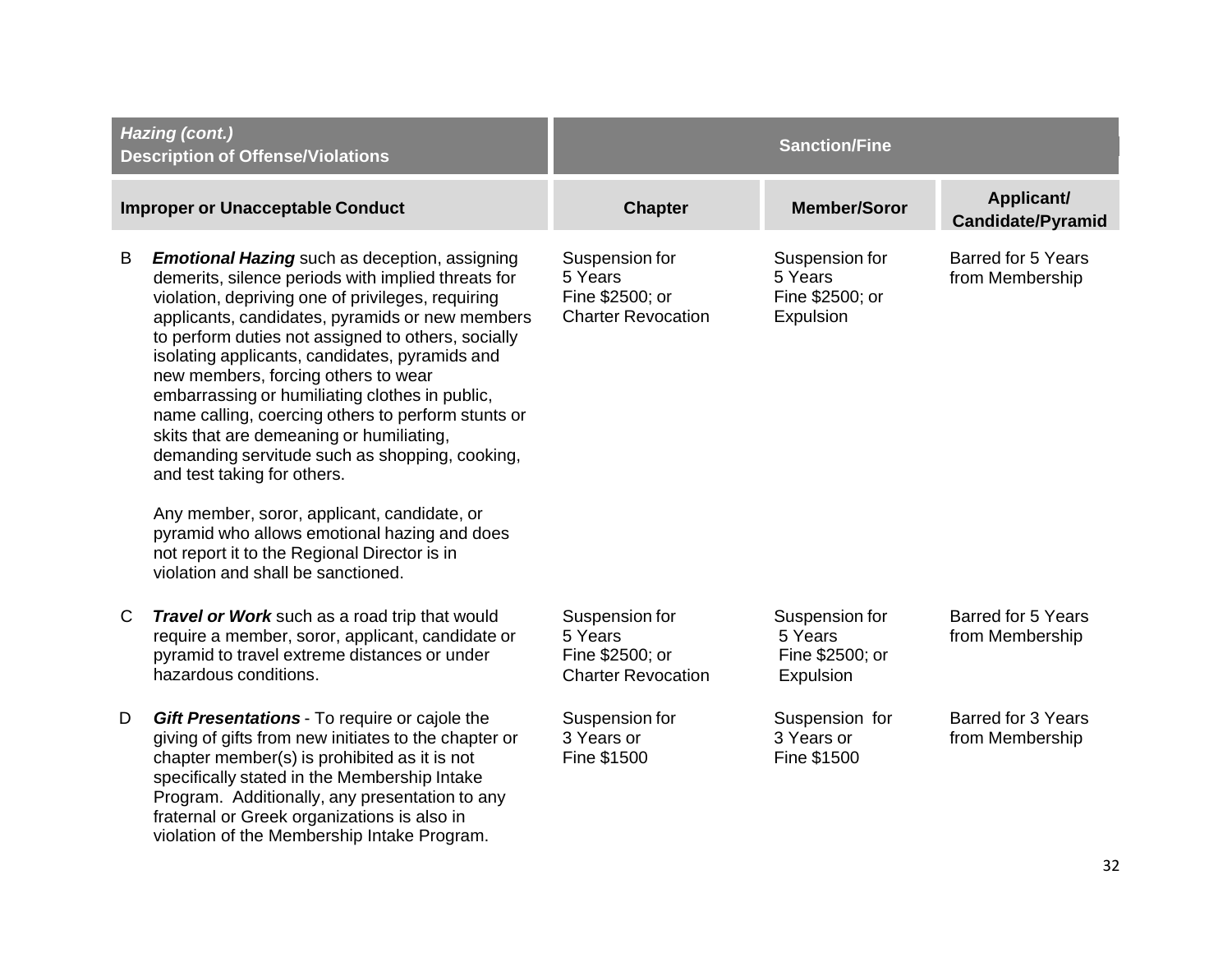| ***Hazing (cont.)*** **Description of Offense/Violations** | **Sanction/Fine** | | |
|---|---|---|---|
| **Improper or Unacceptable Conduct** | **Chapter** | **Member/Soror** | **Applicant/ Candidate/Pyramid** |
| B ***Emotional Hazing*** such as deception, assigning demerits, silence periods with implied threats for violation, depriving one of privileges, requiring applicants, candidates, pyramids or new members to perform duties not assigned to others, socially isolating applicants, candidates, pyramids and new members, forcing others to wear embarrassing or humiliating clothes in public, name calling, coercing others to perform stunts or skits that are demeaning or humiliating, demanding servitude such as shopping, cooking, and test taking for others.<br><br>Any member, soror, applicant, candidate, or pyramid who allows emotional hazing and does not report it to the Regional Director is in violation and shall be sanctioned. | Suspension for 5 Years Fine $2500; or Charter Revocation | Suspension for 5 Years Fine $2500; or Expulsion | Barred for 5 Years from Membership |
| C ***Travel or Work*** such as a road trip that would require a member, soror, applicant, candidate or pyramid to travel extreme distances or under hazardous conditions. | Suspension for 5 Years Fine $2500; or Charter Revocation | Suspension for 5 Years Fine $2500; or Expulsion | Barred for 5 Years from Membership |
| D ***Gift Presentations*** - To require or cajole the giving of gifts from new initiates to the chapter or chapter member(s) is prohibited as it is not specifically stated in the Membership Intake Program. Additionally, any presentation to any fraternal or Greek organizations is also in violation of the Membership Intake Program. | Suspension for 3 Years or Fine $1500 | Suspension for 3 Years or Fine $1500 | Barred for 3 Years from Membership |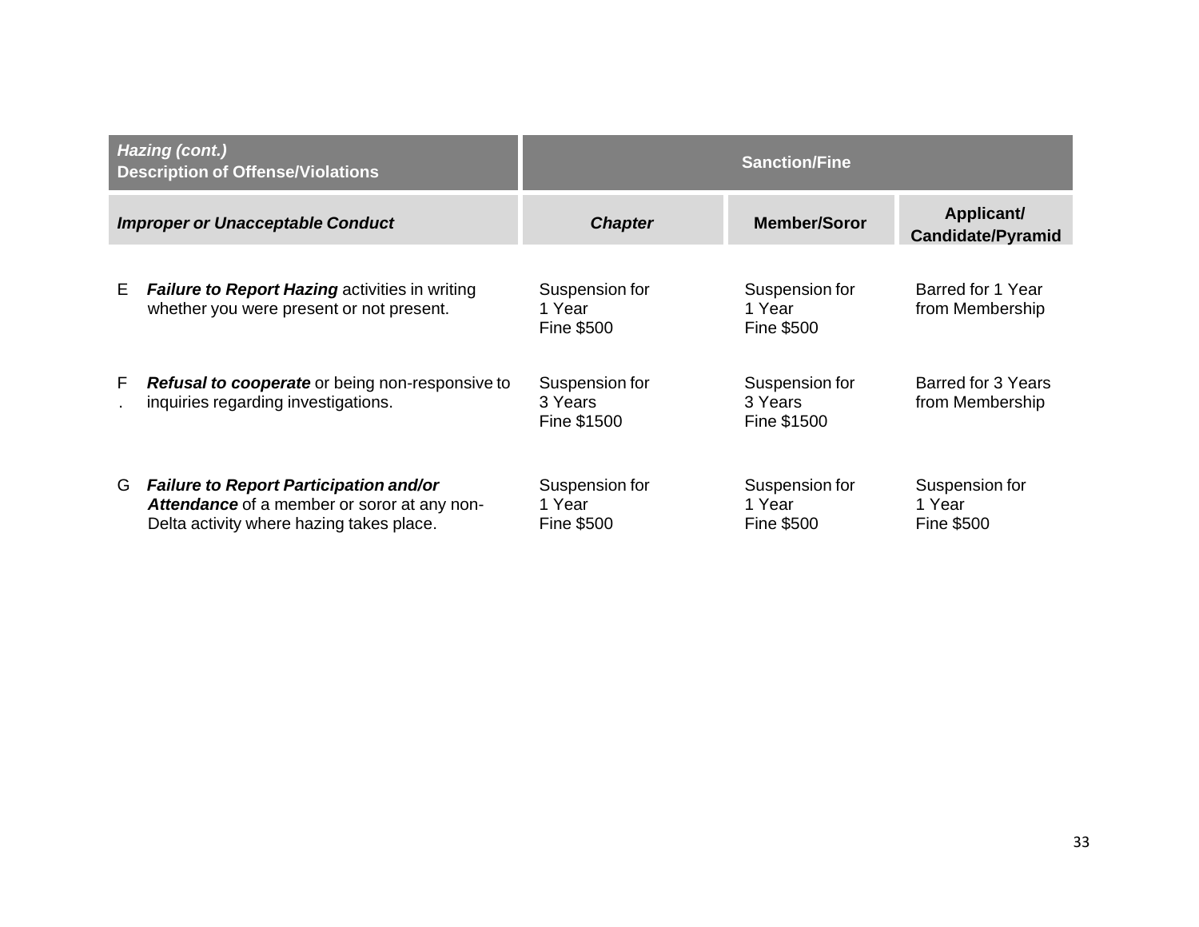| ***Hazing (cont.)*** **Description of Offense/Violations** | **Sanction/Fine** | | |
|---|---|---|---|
| ***Improper or Unacceptable Conduct*** | ***Chapter*** | **Member/Soror** | **Applicant/ Candidate/Pyramid** |
| E ***Failure to Report Hazing*** activities in writing whether you were present or not present. | Suspension for 1 Year Fine $500 | Suspension for 1 Year Fine $500 | Barred for 1 Year from Membership |
| F. ***Refusal to cooperate*** or being non-responsive to inquiries regarding investigations. | Suspension for 3 Years Fine $1500 | Suspension for 3 Years Fine $1500 | Barred for 3 Years from Membership |
| G ***Failure to Report Participation and/or Attendance*** of a member or soror at any non-Delta activity where hazing takes place. | Suspension for 1 Year Fine $500 | Suspension for 1 Year Fine $500 | Suspension for 1 Year Fine $500 |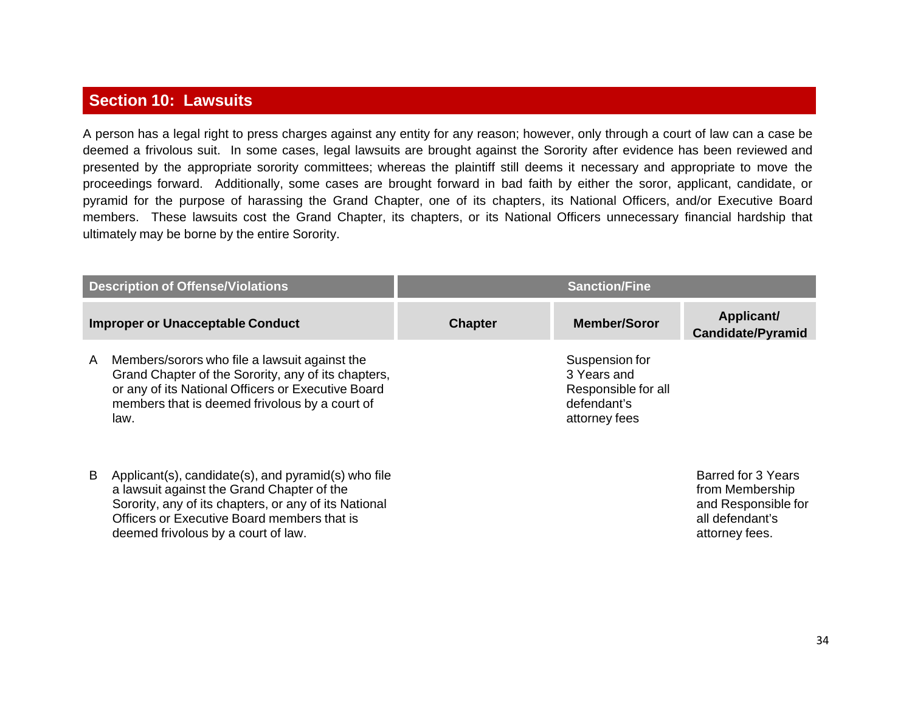## Section 10: Lawsuits

A person has a legal right to press charges against any entity for any reason; however, only through a court of law can a case be deemed a frivolous suit. In some cases, legal lawsuits are brought against the Sorority after evidence has been reviewed and presented by the appropriate sorority committees; whereas the plaintiff still deems it necessary and appropriate to move the proceedings forward. Additionally, some cases are brought forward in bad faith by either the soror, applicant, candidate, or pyramid for the purpose of harassing the Grand Chapter, one of its chapters, its National Officers, and/or Executive Board members. These lawsuits cost the Grand Chapter, its chapters, or its National Officers unnecessary financial hardship that ultimately may be borne by the entire Sorority.

| Description of Offense/Violations | Sanction/Fine | | |
|---|---|---|---|
| **Improper or Unacceptable Conduct** | **Chapter** | **Member/Soror** | **Applicant/ Candidate/Pyramid** |
| A Members/sorors who file a lawsuit against the Grand Chapter of the Sorority, any of its chapters, or any of its National Officers or Executive Board members that is deemed frivolous by a court of law. | | Suspension for 3 Years and Responsible for all defendant's attorney fees | |
| B Applicant(s), candidate(s), and pyramid(s) who file a lawsuit against the Grand Chapter of the Sorority, any of its chapters, or any of its National Officers or Executive Board members that is deemed frivolous by a court of law. | | | Barred for 3 Years from Membership and Responsible for all defendant's attorney fees. |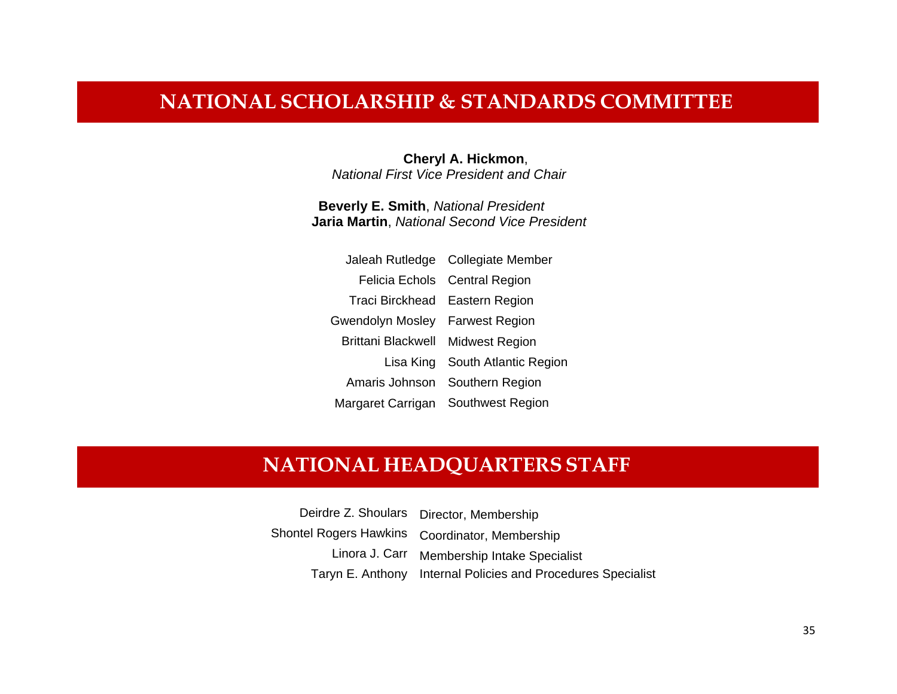## NATIONAL SCHOLARSHIP & STANDARDS COMMITTEE

**Cheryl A. Hickmon**,
*National First Vice President and Chair*

**Beverly E. Smith**, *National President*
**Jaria Martin**, *National Second Vice President*

| | |
|---|---|
| Jaleah Rutledge | Collegiate Member |
| Felicia Echols | Central Region |
| Traci Birckhead | Eastern Region |
| Gwendolyn Mosley | Farwest Region |
| Brittani Blackwell | Midwest Region |
| Lisa King | South Atlantic Region |
| Amaris Johnson | Southern Region |
| Margaret Carrigan | Southwest Region |

## NATIONAL HEADQUARTERS STAFF

| | |
|---|---|
| Deirdre Z. Shoulars | Director, Membership |
| Shontel Rogers Hawkins | Coordinator, Membership |
| Linora J. Carr | Membership Intake Specialist |
| Taryn E. Anthony | Internal Policies and Procedures Specialist |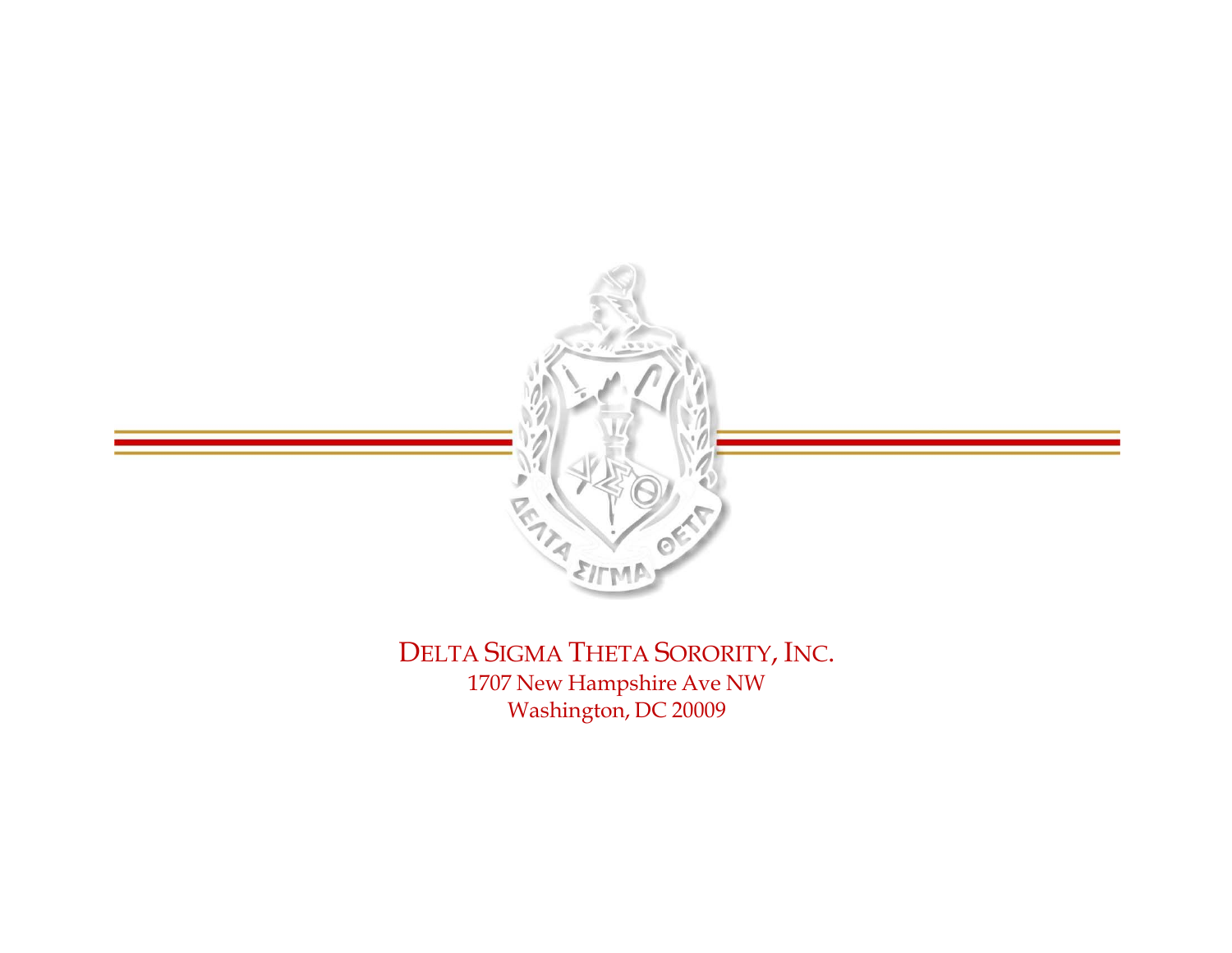DELTA SIGMA THETA SORORITY, INC.
1707 New Hampshire Ave NW
Washington, DC 20009